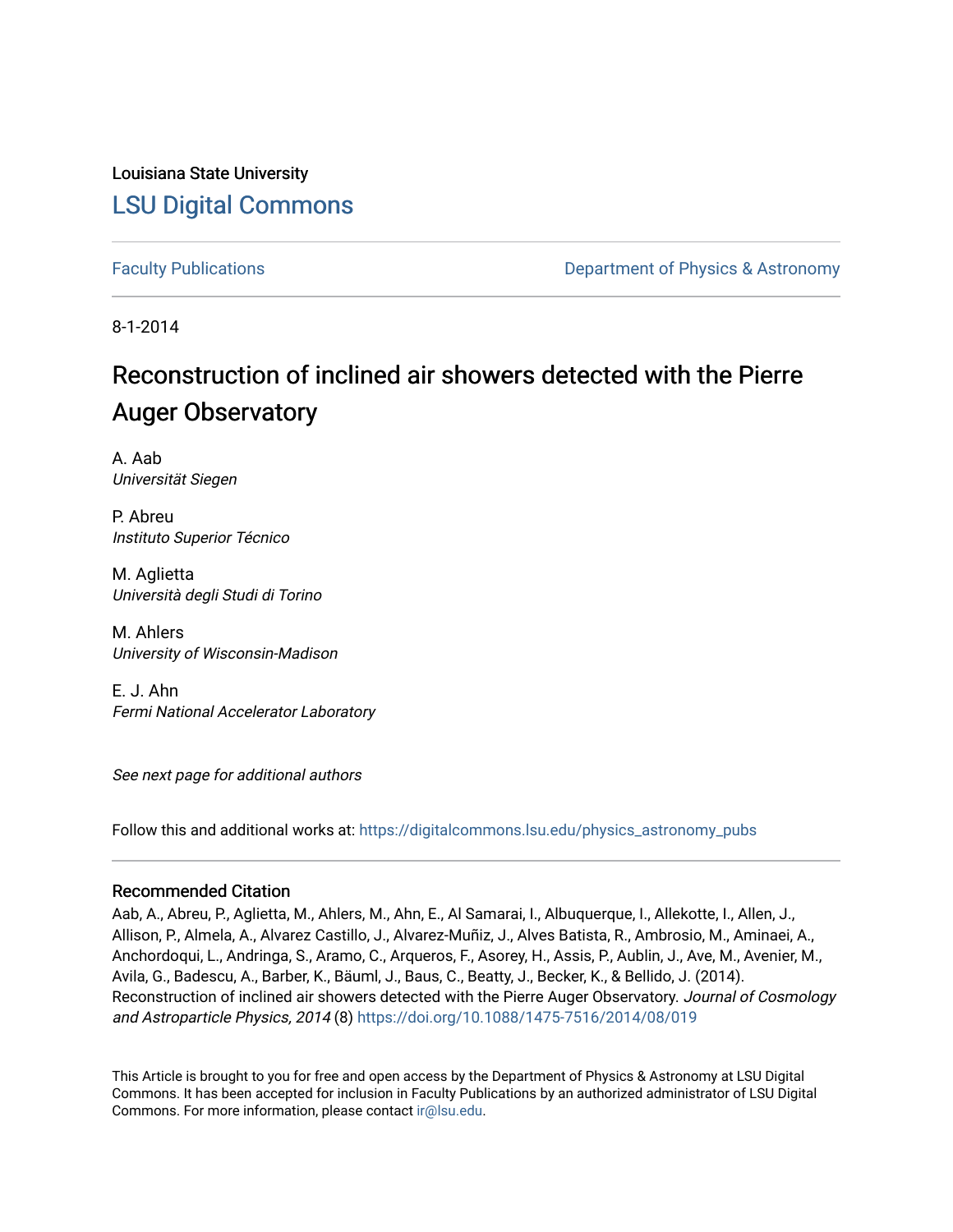Louisiana State University

# LSU Digital Commons

Faculty Publications | Department of Physics & Astronomy

8-1-2014

# Reconstruction of inclined air showers detected with the Pierre Auger Observatory

A. Aab
*Universität Siegen*

P. Abreu
*Instituto Superior Técnico*

M. Aglietta
*Università degli Studi di Torino*

M. Ahlers
*University of Wisconsin-Madison*

E. J. Ahn
*Fermi National Accelerator Laboratory*

*See next page for additional authors*

Follow this and additional works at: https://digitalcommons.lsu.edu/physics_astronomy_pubs

## Recommended Citation

Aab, A., Abreu, P., Aglietta, M., Ahlers, M., Ahn, E., Al Samarai, I., Albuquerque, I., Allekotte, I., Allen, J., Allison, P., Almela, A., Alvarez Castillo, J., Alvarez-Muñiz, J., Alves Batista, R., Ambrosio, M., Aminaei, A., Anchordoqui, L., Andringa, S., Aramo, C., Arqueros, F., Asorey, H., Assis, P., Aublin, J., Ave, M., Avenier, M., Avila, G., Badescu, A., Barber, K., Bäuml, J., Baus, C., Beatty, J., Becker, K., & Bellido, J. (2014). Reconstruction of inclined air showers detected with the Pierre Auger Observatory. *Journal of Cosmology and Astroparticle Physics, 2014* (8) https://doi.org/10.1088/1475-7516/2014/08/019

This Article is brought to you for free and open access by the Department of Physics & Astronomy at LSU Digital Commons. It has been accepted for inclusion in Faculty Publications by an authorized administrator of LSU Digital Commons. For more information, please contact ir@lsu.edu.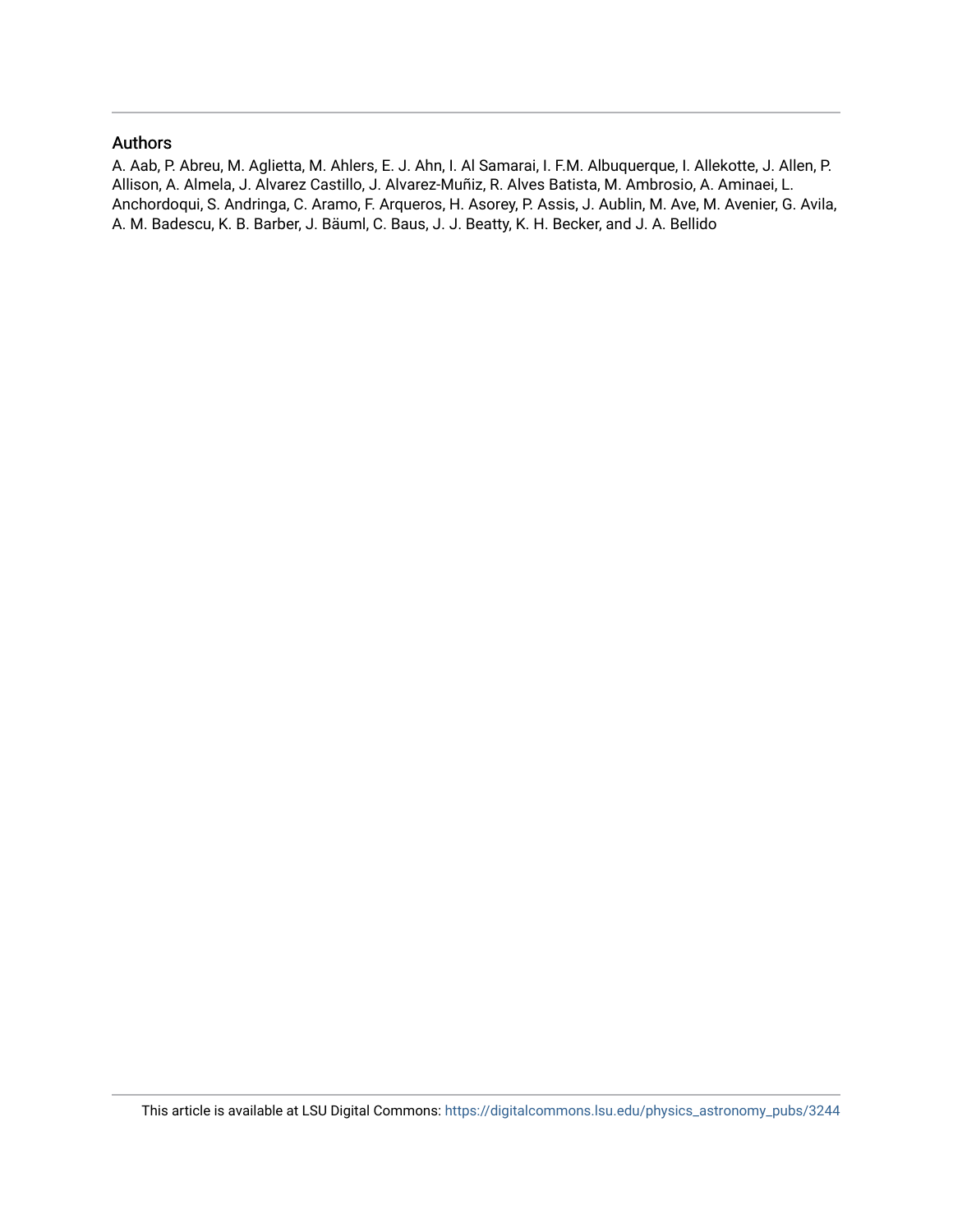## Authors

A. Aab, P. Abreu, M. Aglietta, M. Ahlers, E. J. Ahn, I. Al Samarai, I. F.M. Albuquerque, I. Allekotte, J. Allen, P. Allison, A. Almela, J. Alvarez Castillo, J. Alvarez-Muñiz, R. Alves Batista, M. Ambrosio, A. Aminaei, L. Anchordoqui, S. Andringa, C. Aramo, F. Arqueros, H. Asorey, P. Assis, J. Aublin, M. Ave, M. Avenier, G. Avila, A. M. Badescu, K. B. Barber, J. Bäuml, C. Baus, J. J. Beatty, K. H. Becker, and J. A. Bellido

This article is available at LSU Digital Commons: https://digitalcommons.lsu.edu/physics_astronomy_pubs/3244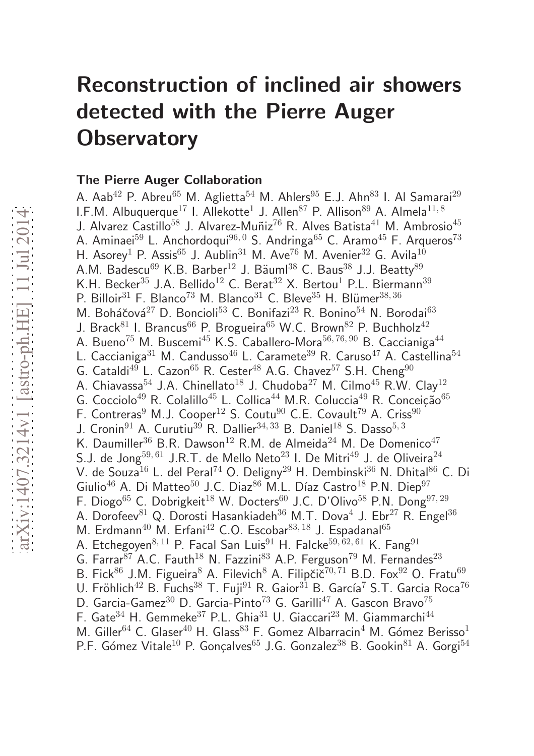# Reconstruction of inclined air showers detected with the Pierre Auger Observatory

### The Pierre Auger Collaboration

A. Aab[42] P. Abreu[65] M. Aglietta[54] M. Ahlers[95] E.J. Ahn[83] I. Al Samarai[29] I.F.M. Albuquerque[17] I. Allekotte[1] J. Allen[87] P. Allison[89] A. Almela[11,8] J. Alvarez Castillo[58] J. Alvarez-Muñiz[76] R. Alves Batista[41] M. Ambrosio[45] A. Aminaei[59] L. Anchordoqui[96,0] S. Andringa[65] C. Aramo[45] F. Arqueros[73] H. Asorey[1] P. Assis[65] J. Aublin[31] M. Ave[76] M. Avenier[32] G. Avila[10] A.M. Badescu[69] K.B. Barber[12] J. Bäuml[38] C. Baus[38] J.J. Beatty[89] K.H. Becker[35] J.A. Bellido[12] C. Berat[32] X. Bertou[1] P.L. Biermann[39] P. Billoir[31] F. Blanco[73] M. Blanco[31] C. Bleve[35] H. Blümer[38,36] M. Boháčová[27] D. Boncioli[53] C. Bonifazi[23] R. Bonino[54] N. Borodai[63] J. Brack[81] I. Brancus[66] P. Brogueira[65] W.C. Brown[82] P. Buchholz[42] A. Bueno[75] M. Buscemi[45] K.S. Caballero-Mora[56,76,90] B. Caccianiga[44] L. Caccianiga[31] M. Candusso[46] L. Caramete[39] R. Caruso[47] A. Castellina[54] G. Cataldi[49] L. Cazon[65] R. Cester[48] A.G. Chavez[57] S.H. Cheng[90] A. Chiavassa[54] J.A. Chinellato[18] J. Chudoba[27] M. Cilmo[45] R.W. Clay[12] G. Cocciolo[49] R. Colalillo[45] L. Collica[44] M.R. Coluccia[49] R. Conceição[65] F. Contreras[9] M.J. Cooper[12] S. Coutu[90] C.E. Covault[79] A. Criss[90] J. Cronin[91] A. Curutiu[39] R. Dallier[34,33] B. Daniel[18] S. Dasso[5,3] K. Daumiller[36] B.R. Dawson[12] R.M. de Almeida[24] M. De Domenico[47] S.J. de Jong[59,61] J.R.T. de Mello Neto[23] I. De Mitri[49] J. de Oliveira[24] V. de Souza[16] L. del Peral[74] O. Deligny[29] H. Dembinski[36] N. Dhital[86] C. Di Giulio[46] A. Di Matteo[50] J.C. Diaz[86] M.L. Díaz Castro[18] P.N. Diep[97] F. Diogo[65] C. Dobrigkeit[18] W. Docters[60] J.C. D'Olivo[58] P.N. Dong[97,29] A. Dorofeev[81] Q. Dorosti Hasankiadeh[36] M.T. Dova[4] J. Ebr[27] R. Engel[36] M. Erdmann[40] M. Erfani[42] C.O. Escobar[83,18] J. Espadanal[65] A. Etchegoyen[8,11] P. Facal San Luis[91] H. Falcke[59,62,61] K. Fang[91] G. Farrar[87] A.C. Fauth[18] N. Fazzini[83] A.P. Ferguson[79] M. Fernandes[23] B. Fick[86] J.M. Figueira[8] A. Filevich[8] A. Filipčič[70,71] B.D. Fox[92] O. Fratu[69] U. Fröhlich[42] B. Fuchs[38] T. Fuji[91] R. Gaior[31] B. García[7] S.T. Garcia Roca[76] D. Garcia-Gamez[30] D. Garcia-Pinto[73] G. Garilli[47] A. Gascon Bravo[75] F. Gate[34] H. Gemmeke[37] P.L. Ghia[31] U. Giaccari[23] M. Giammarchi[44] M. Giller[64] C. Glaser[40] H. Glass[83] F. Gomez Albarracin[4] M. Gómez Berisso[1] P.F. Gómez Vitale[10] P. Gonçalves[65] J.G. Gonzalez[38] B. Gookin[81] A. Gorgi[54]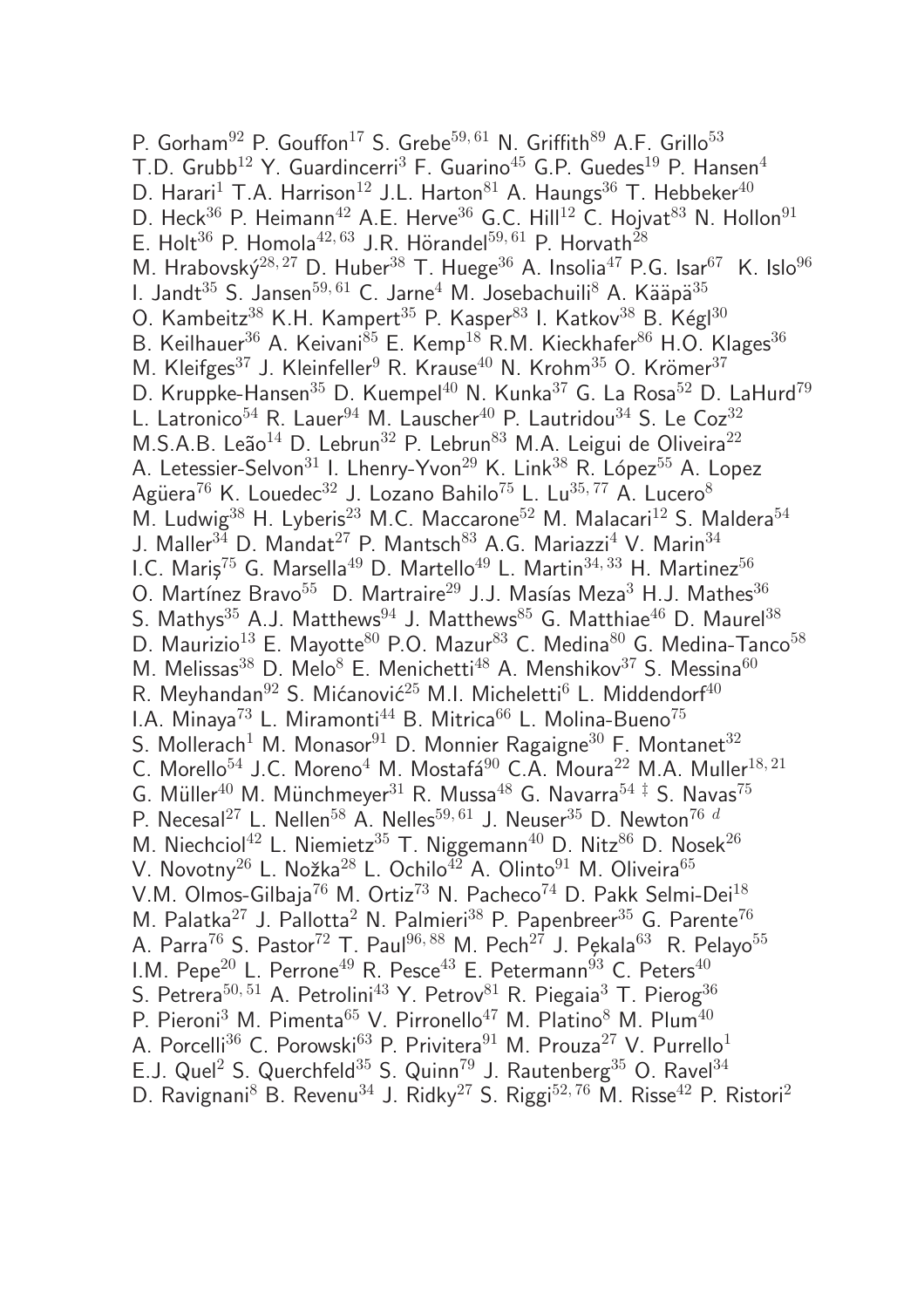P. Gorham[92] P. Gouffon[17] S. Grebe[59,61] N. Griffith[89] A.F. Grillo[53] T.D. Grubb[12] Y. Guardincerri[3] F. Guarino[45] G.P. Guedes[19] P. Hansen[4] D. Harari[1] T.A. Harrison[12] J.L. Harton[81] A. Haungs[36] T. Hebbeker[40] D. Heck[36] P. Heimann[42] A.E. Herve[36] G.C. Hill[12] C. Hojvat[83] N. Hollon[91] E. Holt[36] P. Homola[42,63] J.R. Hörandel[59,61] P. Horvath[28] M. Hrabovský[28,27] D. Huber[38] T. Huege[36] A. Insolia[47] P.G. Isar[67] K. Islo[96] I. Jandt[35] S. Jansen[59,61] C. Jarne[4] M. Josebachuili[8] A. Kääpä[35] O. Kambeitz[38] K.H. Kampert[35] P. Kasper[83] I. Katkov[38] B. Kégl[30] B. Keilhauer[36] A. Keivani[85] E. Kemp[18] R.M. Kieckhafer[86] H.O. Klages[36] M. Kleifges[37] J. Kleinfeller[9] R. Krause[40] N. Krohm[35] O. Krömer[37] D. Kruppke-Hansen[35] D. Kuempel[40] N. Kunka[37] G. La Rosa[52] D. LaHurd[79] L. Latronico[54] R. Lauer[94] M. Lauscher[40] P. Lautridou[34] S. Le Coz[32] M.S.A.B. Leão[14] D. Lebrun[32] P. Lebrun[83] M.A. Leigui de Oliveira[22] A. Letessier-Selvon[31] I. Lhenry-Yvon[29] K. Link[38] R. López[55] A. Lopez Agüera[76] K. Louedec[32] J. Lozano Bahilo[75] L. Lu[35,77] A. Lucero[8] M. Ludwig[38] H. Lyberis[23] M.C. Maccarone[52] M. Malacari[12] S. Maldera[54] J. Maller[34] D. Mandat[27] P. Mantsch[83] A.G. Mariazzi[4] V. Marin[34] I.C. Mariş[75] G. Marsella[49] D. Martello[49] L. Martin[34,33] H. Martinez[56] O. Martínez Bravo[55] D. Martraire[29] J.J. Masías Meza[3] H.J. Mathes[36] S. Mathys[35] A.J. Matthews[94] J. Matthews[85] G. Matthiae[46] D. Maurel[38] D. Maurizio[13] E. Mayotte[80] P.O. Mazur[83] C. Medina[80] G. Medina-Tanco[58] M. Melissas[38] D. Melo[8] E. Menichetti[48] A. Menshikov[37] S. Messina[60] R. Meyhandan[92] S. Mićanović[25] M.I. Micheletti[6] L. Middendorf[40] I.A. Minaya[73] L. Miramonti[44] B. Mitrica[66] L. Molina-Bueno[75] S. Mollerach[1] M. Monasor[91] D. Monnier Ragaigne[30] F. Montanet[32] C. Morello[54] J.C. Moreno[4] M. Mostafá[90] C.A. Moura[22] M.A. Muller[18,21] G. Müller[40] M. Münchmeyer[31] R. Mussa[48] G. Navarra[54 ‡] S. Navas[75] P. Necesal[27] L. Nellen[58] A. Nelles[59,61] J. Neuser[35] D. Newton[76 d] M. Niechciol[42] L. Niemietz[35] T. Niggemann[40] D. Nitz[86] D. Nosek[26] V. Novotny[26] L. Nožka[28] L. Ochilo[42] A. Olinto[91] M. Oliveira[65] V.M. Olmos-Gilbaja[76] M. Ortiz[73] N. Pacheco[74] D. Pakk Selmi-Dei[18] M. Palatka[27] J. Pallotta[2] N. Palmieri[38] P. Papenbreer[35] G. Parente[76] A. Parra[76] S. Pastor[72] T. Paul[96,88] M. Pech[27] J. Pękala[63] R. Pelayo[55] I.M. Pepe[20] L. Perrone[49] R. Pesce[43] E. Petermann[93] C. Peters[40] S. Petrera[50,51] A. Petrolini[43] Y. Petrov[81] R. Piegaia[3] T. Pierog[36] P. Pieroni[3] M. Pimenta[65] V. Pirronello[47] M. Platino[8] M. Plum[40] A. Porcelli[36] C. Porowski[63] P. Privitera[91] M. Prouza[27] V. Purrello[1] E.J. Quel[2] S. Querchfeld[35] S. Quinn[79] J. Rautenberg[35] O. Ravel[34] D. Ravignani[8] B. Revenu[34] J. Ridky[27] S. Riggi[52,76] M. Risse[42] P. Ristori[2]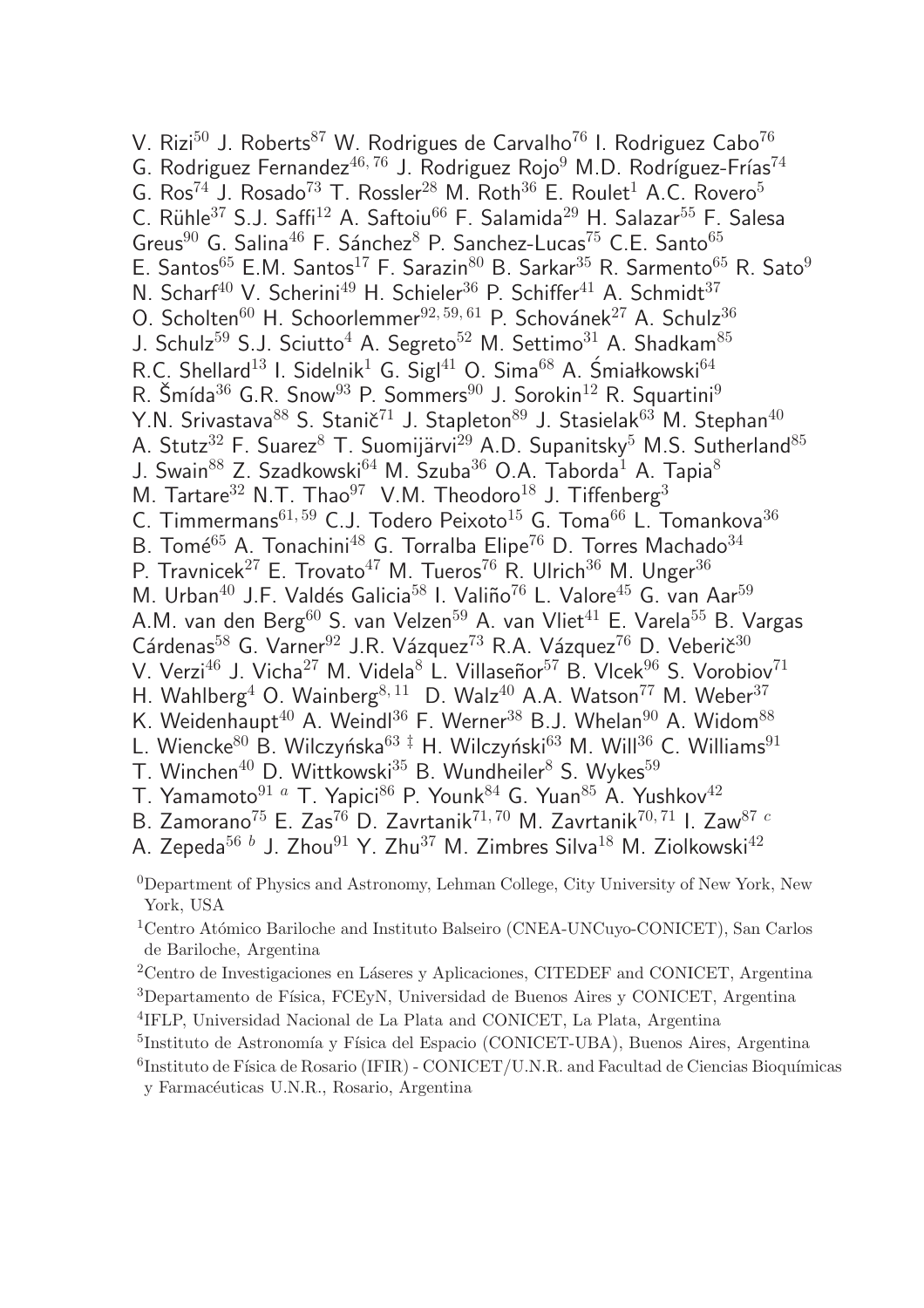V. Rizi[50] J. Roberts[87] W. Rodrigues de Carvalho[76] I. Rodriguez Cabo[76] G. Rodriguez Fernandez[46,76] J. Rodriguez Rojo[9] M.D. Rodríguez-Frías[74] G. Ros[74] J. Rosado[73] T. Rossler[28] M. Roth[36] E. Roulet[1] A.C. Rovero[5] C. Rühle[37] S.J. Saffi[12] A. Saftoiu[66] F. Salamida[29] H. Salazar[55] F. Salesa Greus[90] G. Salina[46] F. Sánchez[8] P. Sanchez-Lucas[75] C.E. Santo[65] E. Santos[65] E.M. Santos[17] F. Sarazin[80] B. Sarkar[35] R. Sarmento[65] R. Sato[9] N. Scharf[40] V. Scherini[49] H. Schieler[36] P. Schiffer[41] A. Schmidt[37] O. Scholten[60] H. Schoorlemmer[92,59,61] P. Schovánek[27] A. Schulz[36] J. Schulz[59] S.J. Sciutto[4] A. Segreto[52] M. Settimo[31] A. Shadkam[85] R.C. Shellard[13] I. Sidelnik[1] G. Sigl[41] O. Sima[68] A. Śmiałkowski[64] R. Šmída[36] G.R. Snow[93] P. Sommers[90] J. Sorokin[12] R. Squartini[9] Y.N. Srivastava[88] S. Stanič[71] J. Stapleton[89] J. Stasielak[63] M. Stephan[40] A. Stutz[32] F. Suarez[8] T. Suomijärvi[29] A.D. Supanitsky[5] M.S. Sutherland[85] J. Swain[88] Z. Szadkowski[64] M. Szuba[36] O.A. Taborda[1] A. Tapia[8] M. Tartare[32] N.T. Thao[97] V.M. Theodoro[18] J. Tiffenberg[3] C. Timmermans[61,59] C.J. Todero Peixoto[15] G. Toma[66] L. Tomankova[36] B. Tomé[65] A. Tonachini[48] G. Torralba Elipe[76] D. Torres Machado[34] P. Travnicek[27] E. Trovato[47] M. Tueros[76] R. Ulrich[36] M. Unger[36] M. Urban[40] J.F. Valdés Galicia[58] I. Valiño[76] L. Valore[45] G. van Aar[59] A.M. van den Berg[60] S. van Velzen[59] A. van Vliet[41] E. Varela[55] B. Vargas Cárdenas[58] G. Varner[92] J.R. Vázquez[73] R.A. Vázquez[76] D. Veberič[30] V. Verzi[46] J. Vicha[27] M. Videla[8] L. Villaseñor[57] B. Vlcek[96] S. Vorobiov[71] H. Wahlberg[4] O. Wainberg[8,11] D. Walz[40] A.A. Watson[77] M. Weber[37] K. Weidenhaupt[40] A. Weindl[36] F. Werner[38] B.J. Whelan[90] A. Widom[88] L. Wiencke[80] B. Wilczyńska[63 ‡] H. Wilczyński[63] M. Will[36] C. Williams[91] T. Winchen[40] D. Wittkowski[35] B. Wundheiler[8] S. Wykes[59] T. Yamamoto[91 a] T. Yapici[86] P. Younk[84] G. Yuan[85] A. Yushkov[42] B. Zamorano[75] E. Zas[76] D. Zavrtanik[71,70] M. Zavrtanik[70,71] I. Zaw[87 c] A. Zepeda[56 b] J. Zhou[91] Y. Zhu[37] M. Zimbres Silva[18] M. Ziolkowski[42]

[0]Department of Physics and Astronomy, Lehman College, City University of New York, New York, USA

[1]Centro Atómico Bariloche and Instituto Balseiro (CNEA-UNCuyo-CONICET), San Carlos de Bariloche, Argentina

[2]Centro de Investigaciones en Láseres y Aplicaciones, CITEDEF and CONICET, Argentina

[3]Departamento de Física, FCEyN, Universidad de Buenos Aires y CONICET, Argentina

[4]IFLP, Universidad Nacional de La Plata and CONICET, La Plata, Argentina

[5]Instituto de Astronomía y Física del Espacio (CONICET-UBA), Buenos Aires, Argentina

[6]Instituto de Física de Rosario (IFIR) - CONICET/U.N.R. and Facultad de Ciencias Bioquímicas y Farmacéuticas U.N.R., Rosario, Argentina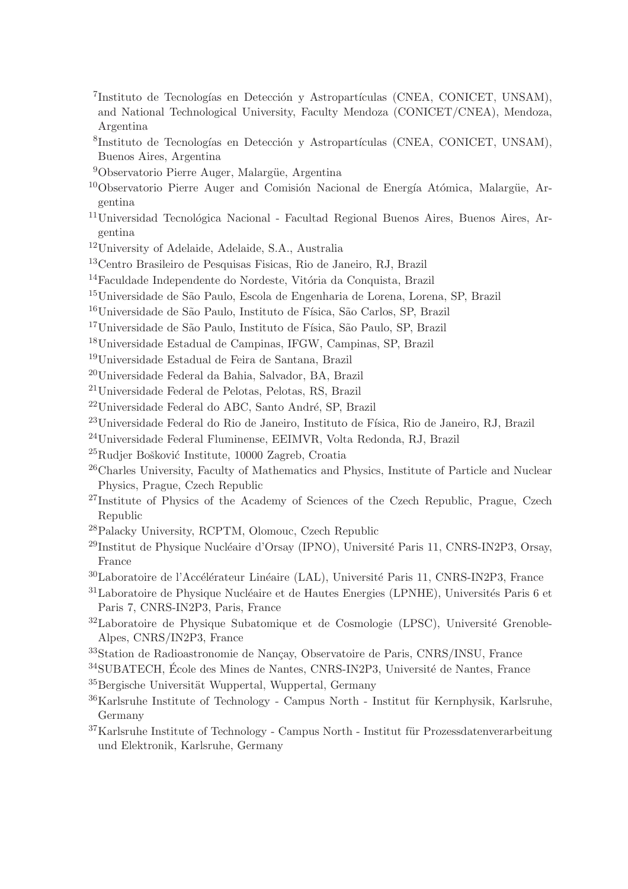[7]Instituto de Tecnologías en Detección y Astropartículas (CNEA, CONICET, UNSAM), and National Technological University, Faculty Mendoza (CONICET/CNEA), Mendoza, Argentina

[8]Instituto de Tecnologías en Detección y Astropartículas (CNEA, CONICET, UNSAM), Buenos Aires, Argentina

[9]Observatorio Pierre Auger, Malargüe, Argentina

[10]Observatorio Pierre Auger and Comisión Nacional de Energía Atómica, Malargüe, Argentina

[11]Universidad Tecnológica Nacional - Facultad Regional Buenos Aires, Buenos Aires, Argentina

[12]University of Adelaide, Adelaide, S.A., Australia

[13]Centro Brasileiro de Pesquisas Fisicas, Rio de Janeiro, RJ, Brazil

[14]Faculdade Independente do Nordeste, Vitória da Conquista, Brazil

[15]Universidade de São Paulo, Escola de Engenharia de Lorena, Lorena, SP, Brazil

[16]Universidade de São Paulo, Instituto de Física, São Carlos, SP, Brazil

[17]Universidade de São Paulo, Instituto de Física, São Paulo, SP, Brazil

[18]Universidade Estadual de Campinas, IFGW, Campinas, SP, Brazil

[19]Universidade Estadual de Feira de Santana, Brazil

[20]Universidade Federal da Bahia, Salvador, BA, Brazil

[21]Universidade Federal de Pelotas, Pelotas, RS, Brazil

[22]Universidade Federal do ABC, Santo André, SP, Brazil

[23]Universidade Federal do Rio de Janeiro, Instituto de Física, Rio de Janeiro, RJ, Brazil

[24]Universidade Federal Fluminense, EEIMVR, Volta Redonda, RJ, Brazil

[25]Rudjer Bošković Institute, 10000 Zagreb, Croatia

[26]Charles University, Faculty of Mathematics and Physics, Institute of Particle and Nuclear Physics, Prague, Czech Republic

[27]Institute of Physics of the Academy of Sciences of the Czech Republic, Prague, Czech Republic

[28]Palacky University, RCPTM, Olomouc, Czech Republic

[29]Institut de Physique Nucléaire d'Orsay (IPNO), Université Paris 11, CNRS-IN2P3, Orsay, France

[30]Laboratoire de l'Accélérateur Linéaire (LAL), Université Paris 11, CNRS-IN2P3, France

[31]Laboratoire de Physique Nucléaire et de Hautes Energies (LPNHE), Universités Paris 6 et Paris 7, CNRS-IN2P3, Paris, France

[32]Laboratoire de Physique Subatomique et de Cosmologie (LPSC), Université Grenoble-Alpes, CNRS/IN2P3, France

[33]Station de Radioastronomie de Nançay, Observatoire de Paris, CNRS/INSU, France

[34]SUBATECH, École des Mines de Nantes, CNRS-IN2P3, Université de Nantes, France

[35]Bergische Universität Wuppertal, Wuppertal, Germany

[36]Karlsruhe Institute of Technology - Campus North - Institut für Kernphysik, Karlsruhe, Germany

[37]Karlsruhe Institute of Technology - Campus North - Institut für Prozessdatenverarbeitung und Elektronik, Karlsruhe, Germany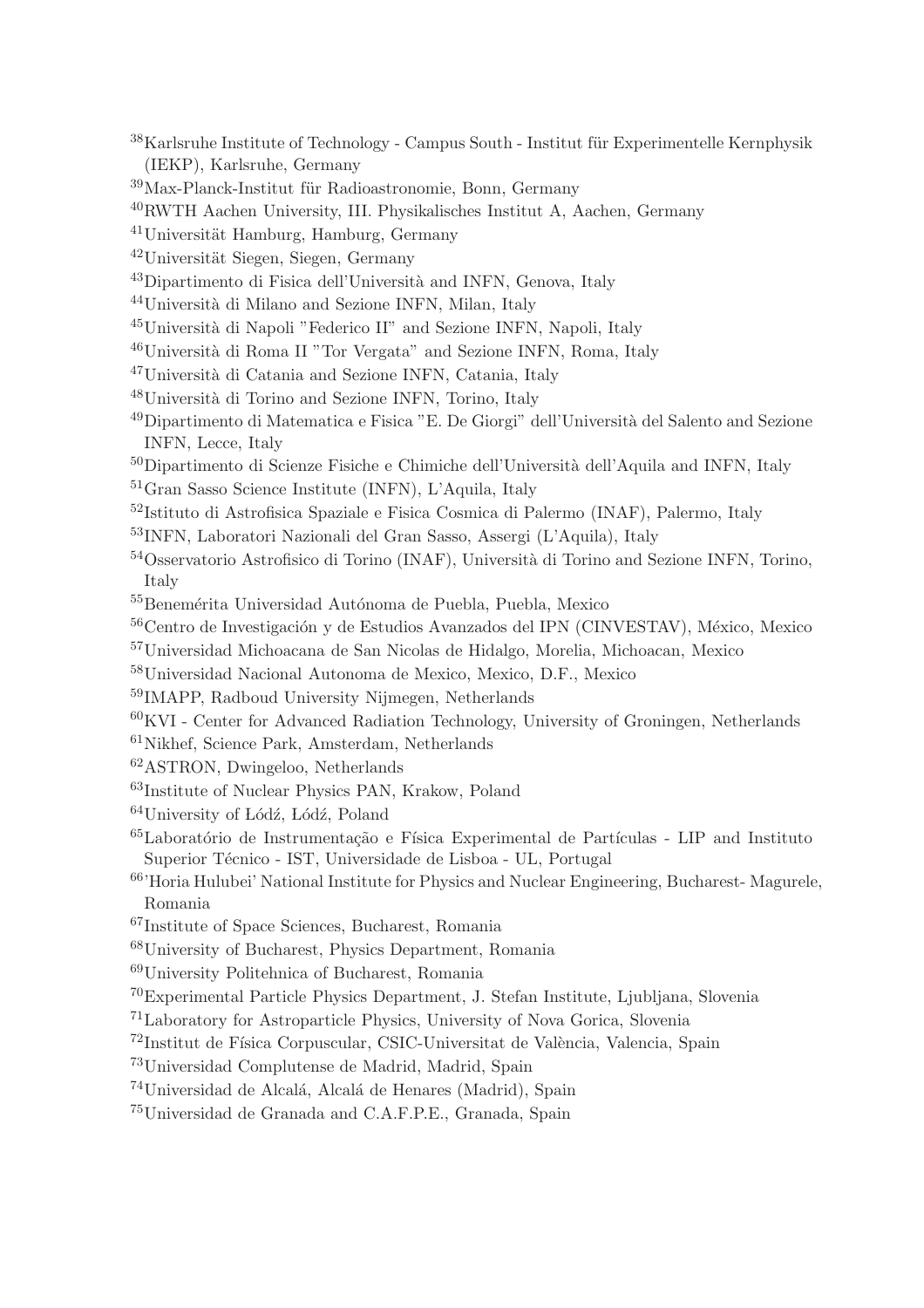[38]Karlsruhe Institute of Technology - Campus South - Institut für Experimentelle Kernphysik (IEKP), Karlsruhe, Germany

[39]Max-Planck-Institut für Radioastronomie, Bonn, Germany

[40]RWTH Aachen University, III. Physikalisches Institut A, Aachen, Germany

[41]Universität Hamburg, Hamburg, Germany

[42]Universität Siegen, Siegen, Germany

[43]Dipartimento di Fisica dell'Università and INFN, Genova, Italy

[44]Università di Milano and Sezione INFN, Milan, Italy

[45]Università di Napoli "Federico II" and Sezione INFN, Napoli, Italy

[46]Università di Roma II "Tor Vergata" and Sezione INFN, Roma, Italy

[47]Università di Catania and Sezione INFN, Catania, Italy

[48]Università di Torino and Sezione INFN, Torino, Italy

[49]Dipartimento di Matematica e Fisica "E. De Giorgi" dell'Università del Salento and Sezione INFN, Lecce, Italy

[50]Dipartimento di Scienze Fisiche e Chimiche dell'Università dell'Aquila and INFN, Italy

[51]Gran Sasso Science Institute (INFN), L'Aquila, Italy

[52]Istituto di Astrofisica Spaziale e Fisica Cosmica di Palermo (INAF), Palermo, Italy

[53]INFN, Laboratori Nazionali del Gran Sasso, Assergi (L'Aquila), Italy

[54]Osservatorio Astrofisico di Torino (INAF), Università di Torino and Sezione INFN, Torino, Italy

[55]Benemérita Universidad Autónoma de Puebla, Puebla, Mexico

[56]Centro de Investigación y de Estudios Avanzados del IPN (CINVESTAV), México, Mexico

[57]Universidad Michoacana de San Nicolas de Hidalgo, Morelia, Michoacan, Mexico

[58]Universidad Nacional Autonoma de Mexico, Mexico, D.F., Mexico

[59]IMAPP, Radboud University Nijmegen, Netherlands

[60]KVI - Center for Advanced Radiation Technology, University of Groningen, Netherlands

[61]Nikhef, Science Park, Amsterdam, Netherlands

[62]ASTRON, Dwingeloo, Netherlands

[63]Institute of Nuclear Physics PAN, Krakow, Poland

[64]University of Łódź, Łódź, Poland

[65]Laboratório de Instrumentação e Física Experimental de Partículas - LIP and Instituto Superior Técnico - IST, Universidade de Lisboa - UL, Portugal

[66]'Horia Hulubei' National Institute for Physics and Nuclear Engineering, Bucharest- Magurele, Romania

[67]Institute of Space Sciences, Bucharest, Romania

[68]University of Bucharest, Physics Department, Romania

[69]University Politehnica of Bucharest, Romania

[70]Experimental Particle Physics Department, J. Stefan Institute, Ljubljana, Slovenia

[71]Laboratory for Astroparticle Physics, University of Nova Gorica, Slovenia

[72]Institut de Física Corpuscular, CSIC-Universitat de València, Valencia, Spain

[73]Universidad Complutense de Madrid, Madrid, Spain

[74]Universidad de Alcalá, Alcalá de Henares (Madrid), Spain

[75]Universidad de Granada and C.A.F.P.E., Granada, Spain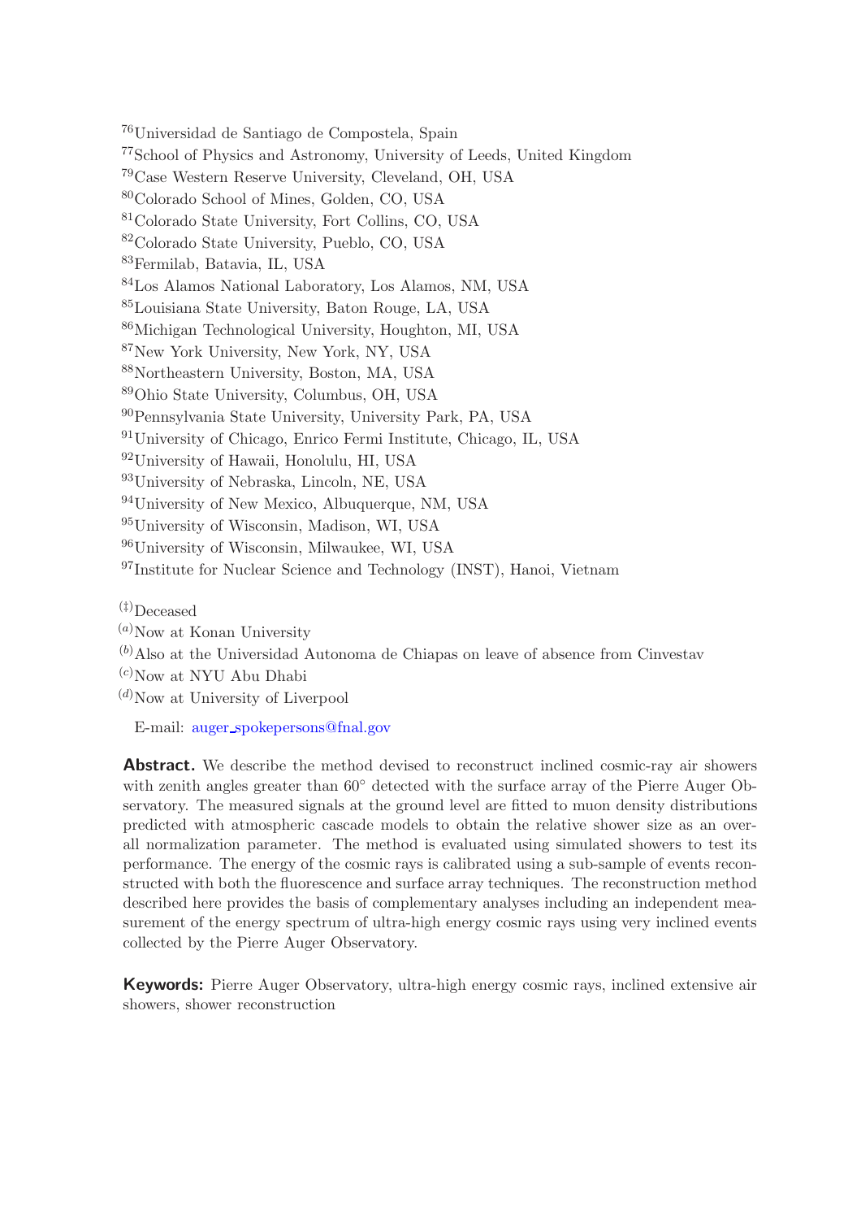[76]Universidad de Santiago de Compostela, Spain
[77]School of Physics and Astronomy, University of Leeds, United Kingdom
[79]Case Western Reserve University, Cleveland, OH, USA
[80]Colorado School of Mines, Golden, CO, USA
[81]Colorado State University, Fort Collins, CO, USA
[82]Colorado State University, Pueblo, CO, USA
[83]Fermilab, Batavia, IL, USA
[84]Los Alamos National Laboratory, Los Alamos, NM, USA
[85]Louisiana State University, Baton Rouge, LA, USA
[86]Michigan Technological University, Houghton, MI, USA
[87]New York University, New York, NY, USA
[88]Northeastern University, Boston, MA, USA
[89]Ohio State University, Columbus, OH, USA
[90]Pennsylvania State University, University Park, PA, USA
[91]University of Chicago, Enrico Fermi Institute, Chicago, IL, USA
[92]University of Hawaii, Honolulu, HI, USA
[93]University of Nebraska, Lincoln, NE, USA
[94]University of New Mexico, Albuquerque, NM, USA
[95]University of Wisconsin, Madison, WI, USA
[96]University of Wisconsin, Milwaukee, WI, USA
[97]Institute for Nuclear Science and Technology (INST), Hanoi, Vietnam

[‡]Deceased
[a]Now at Konan University
[b]Also at the Universidad Autonoma de Chiapas on leave of absence from Cinvestav
[c]Now at NYU Abu Dhabi
[d]Now at University of Liverpool

E-mail: auger_spokepersons@fnal.gov

**Abstract.** We describe the method devised to reconstruct inclined cosmic-ray air showers with zenith angles greater than 60° detected with the surface array of the Pierre Auger Observatory. The measured signals at the ground level are fitted to muon density distributions predicted with atmospheric cascade models to obtain the relative shower size as an overall normalization parameter. The method is evaluated using simulated showers to test its performance. The energy of the cosmic rays is calibrated using a sub-sample of events reconstructed with both the fluorescence and surface array techniques. The reconstruction method described here provides the basis of complementary analyses including an independent measurement of the energy spectrum of ultra-high energy cosmic rays using very inclined events collected by the Pierre Auger Observatory.

**Keywords:** Pierre Auger Observatory, ultra-high energy cosmic rays, inclined extensive air showers, shower reconstruction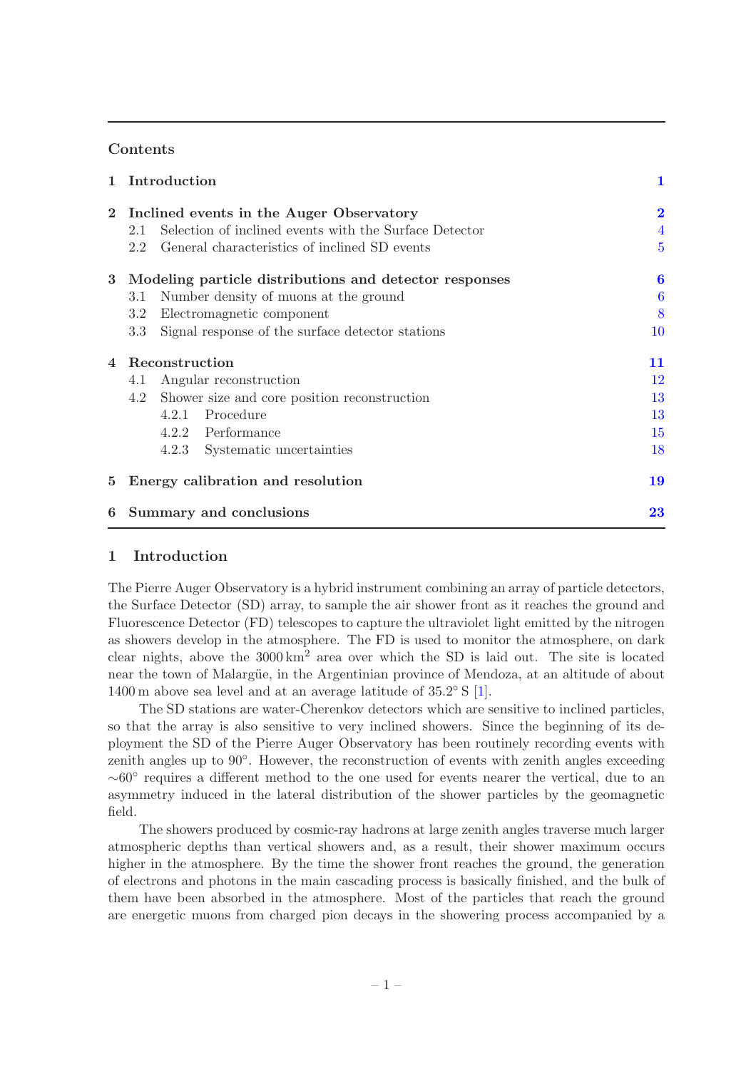## Contents

| | | |
|---|---|---|
| **1** | **Introduction** | **1** |
| **2** | **Inclined events in the Auger Observatory** | **2** |
| | 2.1 Selection of inclined events with the Surface Detector | 4 |
| | 2.2 General characteristics of inclined SD events | 5 |
| **3** | **Modeling particle distributions and detector responses** | **6** |
| | 3.1 Number density of muons at the ground | 6 |
| | 3.2 Electromagnetic component | 8 |
| | 3.3 Signal response of the surface detector stations | 10 |
| **4** | **Reconstruction** | **11** |
| | 4.1 Angular reconstruction | 12 |
| | 4.2 Shower size and core position reconstruction | 13 |
| | 4.2.1 Procedure | 13 |
| | 4.2.2 Performance | 15 |
| | 4.2.3 Systematic uncertainties | 18 |
| **5** | **Energy calibration and resolution** | **19** |
| **6** | **Summary and conclusions** | **23** |

## 1 Introduction

The Pierre Auger Observatory is a hybrid instrument combining an array of particle detectors, the Surface Detector (SD) array, to sample the air shower front as it reaches the ground and Fluorescence Detector (FD) telescopes to capture the ultraviolet light emitted by the nitrogen as showers develop in the atmosphere. The FD is used to monitor the atmosphere, on dark clear nights, above the 3000 km$^2$ area over which the SD is laid out. The site is located near the town of Malargüe, in the Argentinian province of Mendoza, at an altitude of about 1400 m above sea level and at an average latitude of 35.2° S [1].

The SD stations are water-Cherenkov detectors which are sensitive to inclined particles, so that the array is also sensitive to very inclined showers. Since the beginning of its deployment the SD of the Pierre Auger Observatory has been routinely recording events with zenith angles up to 90°. However, the reconstruction of events with zenith angles exceeding ∼60° requires a different method to the one used for events nearer the vertical, due to an asymmetry induced in the lateral distribution of the shower particles by the geomagnetic field.

The showers produced by cosmic-ray hadrons at large zenith angles traverse much larger atmospheric depths than vertical showers and, as a result, their shower maximum occurs higher in the atmosphere. By the time the shower front reaches the ground, the generation of electrons and photons in the main cascading process is basically finished, and the bulk of them have been absorbed in the atmosphere. Most of the particles that reach the ground are energetic muons from charged pion decays in the showering process accompanied by a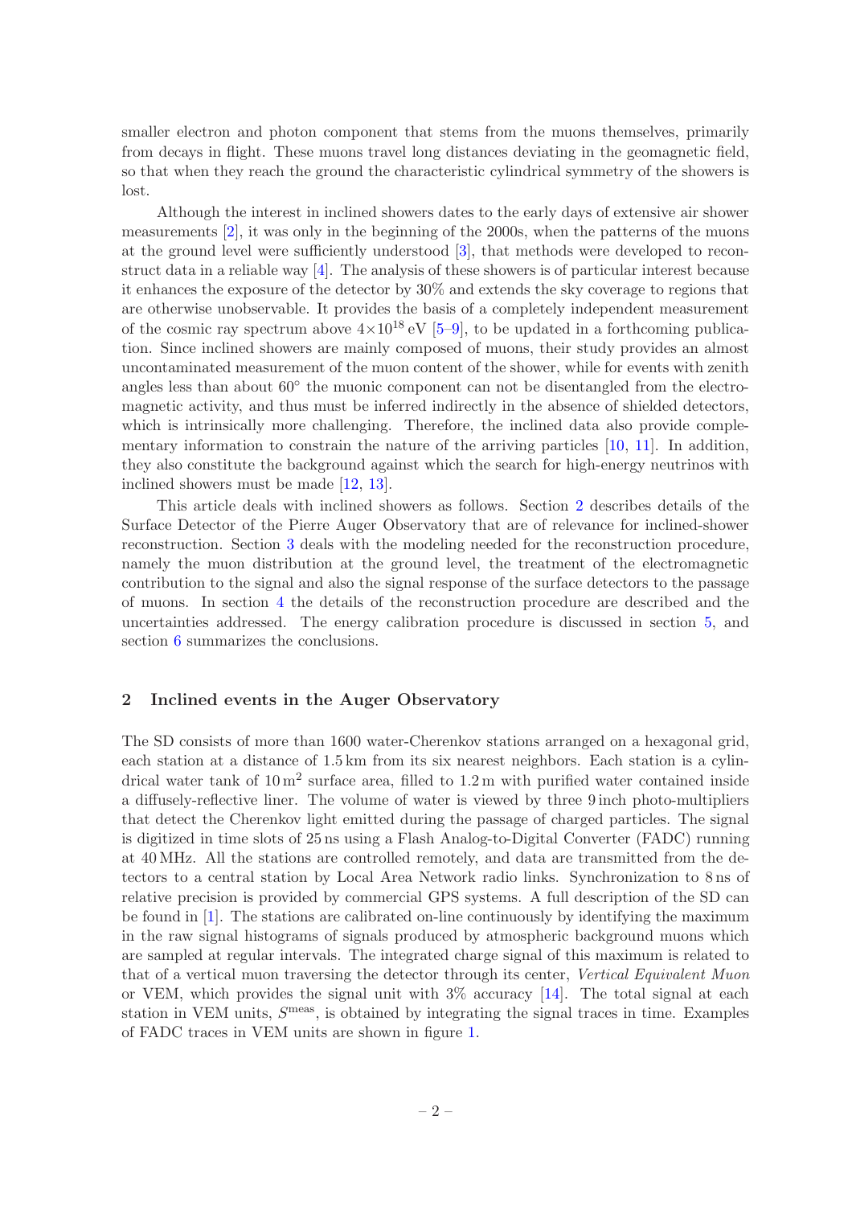smaller electron and photon component that stems from the muons themselves, primarily from decays in flight. These muons travel long distances deviating in the geomagnetic field, so that when they reach the ground the characteristic cylindrical symmetry of the showers is lost.

Although the interest in inclined showers dates to the early days of extensive air shower measurements [2], it was only in the beginning of the 2000s, when the patterns of the muons at the ground level were sufficiently understood [3], that methods were developed to reconstruct data in a reliable way [4]. The analysis of these showers is of particular interest because it enhances the exposure of the detector by 30% and extends the sky coverage to regions that are otherwise unobservable. It provides the basis of a completely independent measurement of the cosmic ray spectrum above $4{\times}10^{18}$ eV [5–9], to be updated in a forthcoming publication. Since inclined showers are mainly composed of muons, their study provides an almost uncontaminated measurement of the muon content of the shower, while for events with zenith angles less than about 60° the muonic component can not be disentangled from the electromagnetic activity, and thus must be inferred indirectly in the absence of shielded detectors, which is intrinsically more challenging. Therefore, the inclined data also provide complementary information to constrain the nature of the arriving particles [10, 11]. In addition, they also constitute the background against which the search for high-energy neutrinos with inclined showers must be made [12, 13].

This article deals with inclined showers as follows. Section 2 describes details of the Surface Detector of the Pierre Auger Observatory that are of relevance for inclined-shower reconstruction. Section 3 deals with the modeling needed for the reconstruction procedure, namely the muon distribution at the ground level, the treatment of the electromagnetic contribution to the signal and also the signal response of the surface detectors to the passage of muons. In section 4 the details of the reconstruction procedure are described and the uncertainties addressed. The energy calibration procedure is discussed in section 5, and section 6 summarizes the conclusions.

## 2 Inclined events in the Auger Observatory

The SD consists of more than 1600 water-Cherenkov stations arranged on a hexagonal grid, each station at a distance of 1.5 km from its six nearest neighbors. Each station is a cylindrical water tank of $10\,\mathrm{m}^2$ surface area, filled to 1.2 m with purified water contained inside a diffusely-reflective liner. The volume of water is viewed by three 9 inch photo-multipliers that detect the Cherenkov light emitted during the passage of charged particles. The signal is digitized in time slots of 25 ns using a Flash Analog-to-Digital Converter (FADC) running at 40 MHz. All the stations are controlled remotely, and data are transmitted from the detectors to a central station by Local Area Network radio links. Synchronization to 8 ns of relative precision is provided by commercial GPS systems. A full description of the SD can be found in [1]. The stations are calibrated on-line continuously by identifying the maximum in the raw signal histograms of signals produced by atmospheric background muons which are sampled at regular intervals. The integrated charge signal of this maximum is related to that of a vertical muon traversing the detector through its center, *Vertical Equivalent Muon* or VEM, which provides the signal unit with 3% accuracy [14]. The total signal at each station in VEM units, $S^{\mathrm{meas}}$, is obtained by integrating the signal traces in time. Examples of FADC traces in VEM units are shown in figure 1.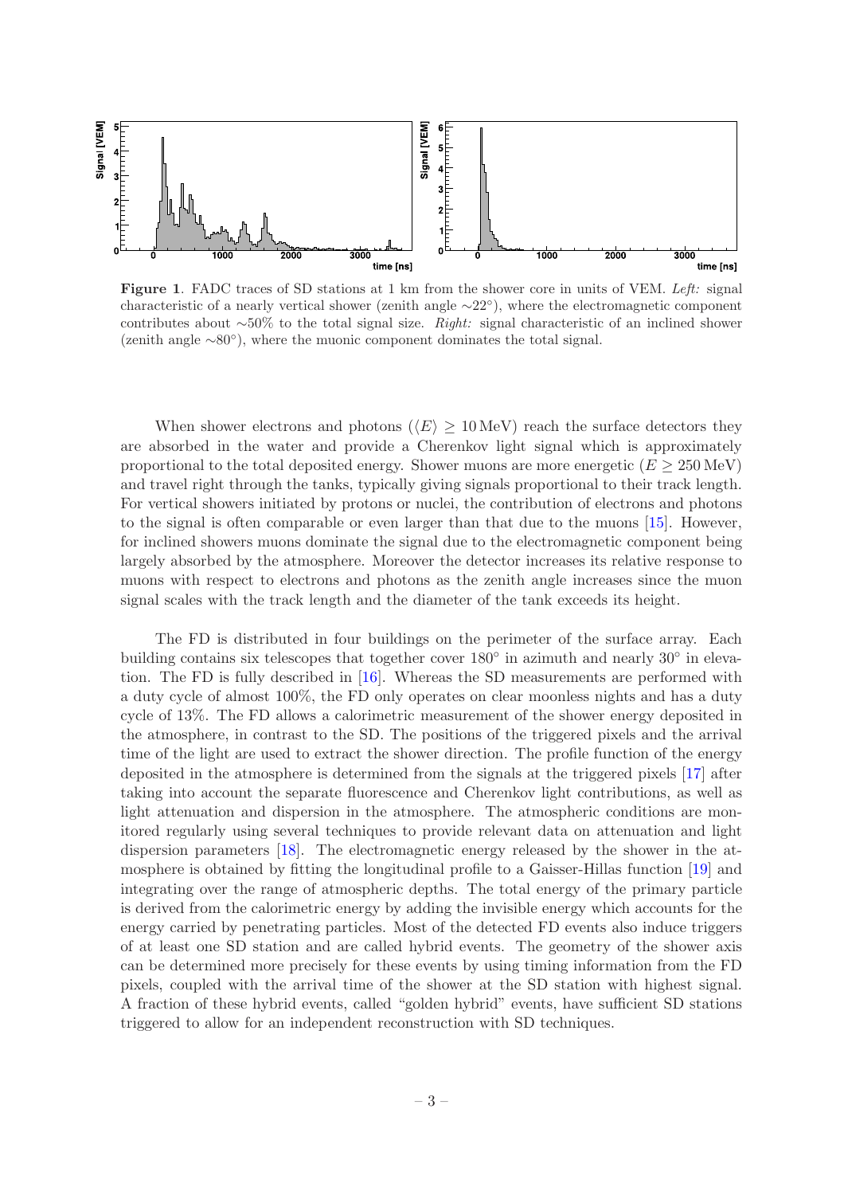**Figure 1**. FADC traces of SD stations at 1 km from the shower core in units of VEM. *Left:* signal characteristic of a nearly vertical shower (zenith angle ∼22°), where the electromagnetic component contributes about ∼50% to the total signal size. *Right:* signal characteristic of an inclined shower (zenith angle ∼80°), where the muonic component dominates the total signal.

When shower electrons and photons ($\langle E \rangle \geq 10\,\mathrm{MeV}$) reach the surface detectors they are absorbed in the water and provide a Cherenkov light signal which is approximately proportional to the total deposited energy. Shower muons are more energetic ($E \geq 250\,\mathrm{MeV}$) and travel right through the tanks, typically giving signals proportional to their track length. For vertical showers initiated by protons or nuclei, the contribution of electrons and photons to the signal is often comparable or even larger than that due to the muons [15]. However, for inclined showers muons dominate the signal due to the electromagnetic component being largely absorbed by the atmosphere. Moreover the detector increases its relative response to muons with respect to electrons and photons as the zenith angle increases since the muon signal scales with the track length and the diameter of the tank exceeds its height.

The FD is distributed in four buildings on the perimeter of the surface array. Each building contains six telescopes that together cover 180° in azimuth and nearly 30° in elevation. The FD is fully described in [16]. Whereas the SD measurements are performed with a duty cycle of almost 100%, the FD only operates on clear moonless nights and has a duty cycle of 13%. The FD allows a calorimetric measurement of the shower energy deposited in the atmosphere, in contrast to the SD. The positions of the triggered pixels and the arrival time of the light are used to extract the shower direction. The profile function of the energy deposited in the atmosphere is determined from the signals at the triggered pixels [17] after taking into account the separate fluorescence and Cherenkov light contributions, as well as light attenuation and dispersion in the atmosphere. The atmospheric conditions are monitored regularly using several techniques to provide relevant data on attenuation and light dispersion parameters [18]. The electromagnetic energy released by the shower in the atmosphere is obtained by fitting the longitudinal profile to a Gaisser-Hillas function [19] and integrating over the range of atmospheric depths. The total energy of the primary particle is derived from the calorimetric energy by adding the invisible energy which accounts for the energy carried by penetrating particles. Most of the detected FD events also induce triggers of at least one SD station and are called hybrid events. The geometry of the shower axis can be determined more precisely for these events by using timing information from the FD pixels, coupled with the arrival time of the shower at the SD station with highest signal. A fraction of these hybrid events, called "golden hybrid" events, have sufficient SD stations triggered to allow for an independent reconstruction with SD techniques.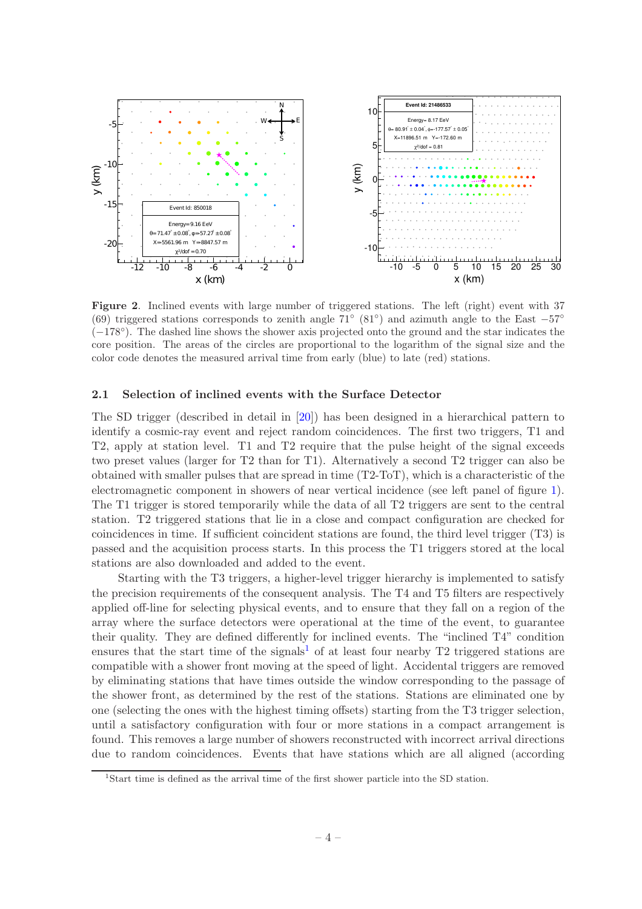**Figure 2**. Inclined events with large number of triggered stations. The left (right) event with 37 (69) triggered stations corresponds to zenith angle 71° (81°) and azimuth angle to the East −57° (−178°). The dashed line shows the shower axis projected onto the ground and the star indicates the core position. The areas of the circles are proportional to the logarithm of the signal size and the color code denotes the measured arrival time from early (blue) to late (red) stations.

### 2.1 Selection of inclined events with the Surface Detector

The SD trigger (described in detail in [20]) has been designed in a hierarchical pattern to identify a cosmic-ray event and reject random coincidences. The first two triggers, T1 and T2, apply at station level. T1 and T2 require that the pulse height of the signal exceeds two preset values (larger for T2 than for T1). Alternatively a second T2 trigger can also be obtained with smaller pulses that are spread in time (T2-ToT), which is a characteristic of the electromagnetic component in showers of near vertical incidence (see left panel of figure 1). The T1 trigger is stored temporarily while the data of all T2 triggers are sent to the central station. T2 triggered stations that lie in a close and compact configuration are checked for coincidences in time. If sufficient coincident stations are found, the third level trigger (T3) is passed and the acquisition process starts. In this process the T1 triggers stored at the local stations are also downloaded and added to the event.

Starting with the T3 triggers, a higher-level trigger hierarchy is implemented to satisfy the precision requirements of the consequent analysis. The T4 and T5 filters are respectively applied off-line for selecting physical events, and to ensure that they fall on a region of the array where the surface detectors were operational at the time of the event, to guarantee their quality. They are defined differently for inclined events. The "inclined T4" condition ensures that the start time of the signals[1] of at least four nearby T2 triggered stations are compatible with a shower front moving at the speed of light. Accidental triggers are removed by eliminating stations that have times outside the window corresponding to the passage of the shower front, as determined by the rest of the stations. Stations are eliminated one by one (selecting the ones with the highest timing offsets) starting from the T3 trigger selection, until a satisfactory configuration with four or more stations in a compact arrangement is found. This removes a large number of showers reconstructed with incorrect arrival directions due to random coincidences. Events that have stations which are all aligned (according

[1] Start time is defined as the arrival time of the first shower particle into the SD station.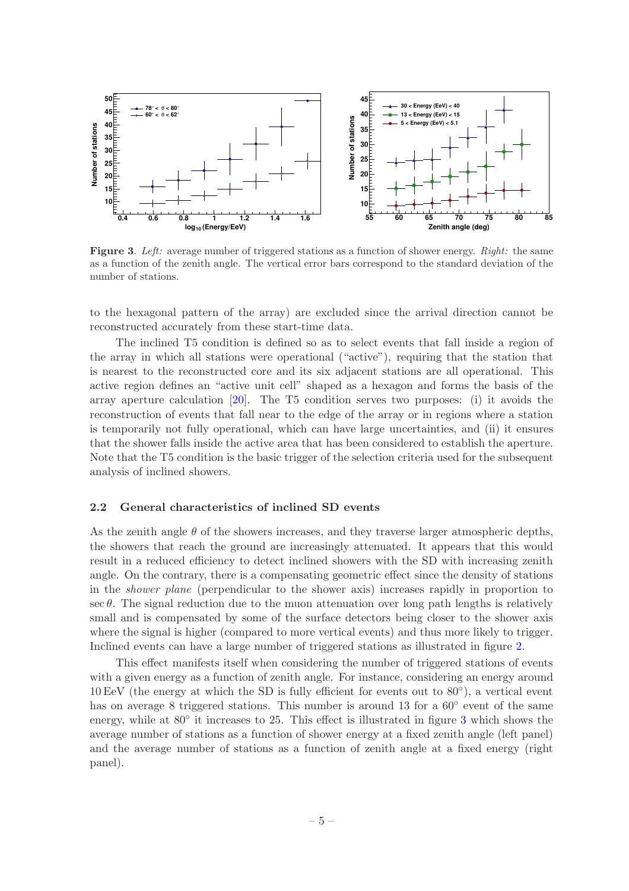**Figure 3**. *Left:* average number of triggered stations as a function of shower energy. *Right:* the same as a function of the zenith angle. The vertical error bars correspond to the standard deviation of the number of stations.

to the hexagonal pattern of the array) are excluded since the arrival direction cannot be reconstructed accurately from these start-time data.

The inclined T5 condition is defined so as to select events that fall inside a region of the array in which all stations were operational ("active"), requiring that the station that is nearest to the reconstructed core and its six adjacent stations are all operational. This active region defines an "active unit cell" shaped as a hexagon and forms the basis of the array aperture calculation [20]. The T5 condition serves two purposes: (i) it avoids the reconstruction of events that fall near to the edge of the array or in regions where a station is temporarily not fully operational, which can have large uncertainties, and (ii) it ensures that the shower falls inside the active area that has been considered to establish the aperture. Note that the T5 condition is the basic trigger of the selection criteria used for the subsequent analysis of inclined showers.

### 2.2 General characteristics of inclined SD events

As the zenith angle $\theta$ of the showers increases, and they traverse larger atmospheric depths, the showers that reach the ground are increasingly attenuated. It appears that this would result in a reduced efficiency to detect inclined showers with the SD with increasing zenith angle. On the contrary, there is a compensating geometric effect since the density of stations in the *shower plane* (perpendicular to the shower axis) increases rapidly in proportion to $\sec\theta$. The signal reduction due to the muon attenuation over long path lengths is relatively small and is compensated by some of the surface detectors being closer to the shower axis where the signal is higher (compared to more vertical events) and thus more likely to trigger. Inclined events can have a large number of triggered stations as illustrated in figure 2.

This effect manifests itself when considering the number of triggered stations of events with a given energy as a function of zenith angle. For instance, considering an energy around 10 EeV (the energy at which the SD is fully efficient for events out to $80^\circ$), a vertical event has on average 8 triggered stations. This number is around 13 for a $60^\circ$ event of the same energy, while at $80^\circ$ it increases to 25. This effect is illustrated in figure 3 which shows the average number of stations as a function of shower energy at a fixed zenith angle (left panel) and the average number of stations as a function of zenith angle at a fixed energy (right panel).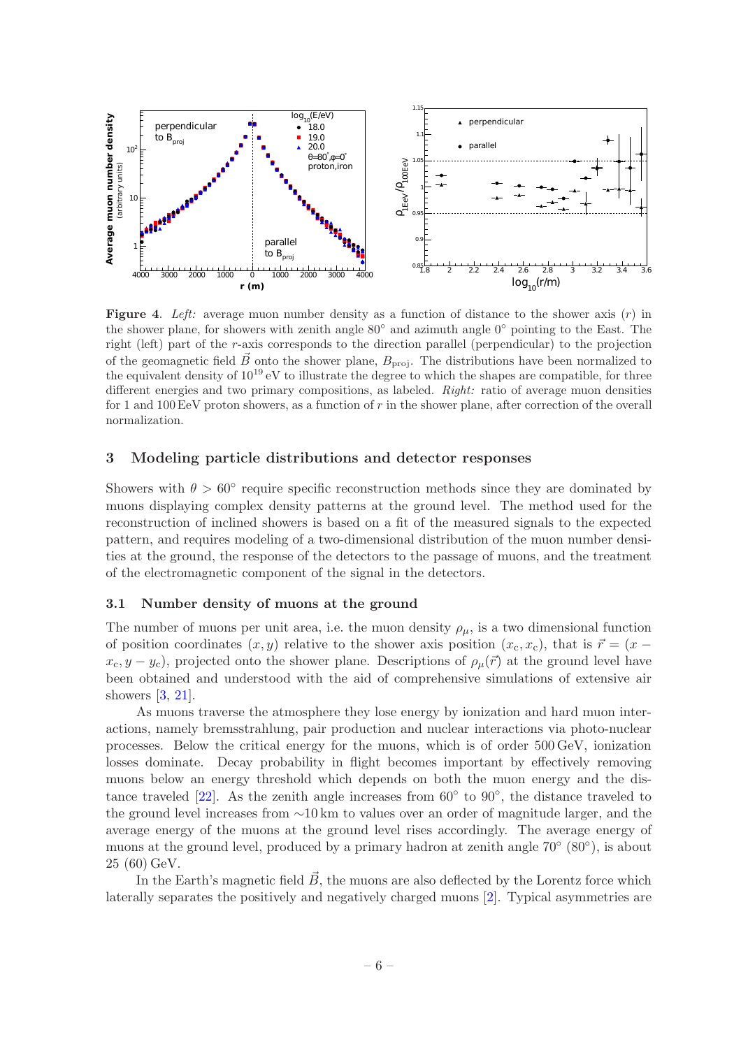**Figure 4**. *Left:* average muon number density as a function of distance to the shower axis ($r$) in the shower plane, for showers with zenith angle 80° and azimuth angle 0° pointing to the East. The right (left) part of the $r$-axis corresponds to the direction parallel (perpendicular) to the projection of the geomagnetic field $\vec{B}$ onto the shower plane, $B_{\rm proj}$. The distributions have been normalized to the equivalent density of $10^{19}$ eV to illustrate the degree to which the shapes are compatible, for three different energies and two primary compositions, as labeled. *Right:* ratio of average muon densities for 1 and 100 EeV proton showers, as a function of $r$ in the shower plane, after correction of the overall normalization.

## 3 Modeling particle distributions and detector responses

Showers with $\theta > 60°$ require specific reconstruction methods since they are dominated by muons displaying complex density patterns at the ground level. The method used for the reconstruction of inclined showers is based on a fit of the measured signals to the expected pattern, and requires modeling of a two-dimensional distribution of the muon number densities at the ground, the response of the detectors to the passage of muons, and the treatment of the electromagnetic component of the signal in the detectors.

### 3.1 Number density of muons at the ground

The number of muons per unit area, i.e. the muon density $\rho_\mu$, is a two dimensional function of position coordinates $(x, y)$ relative to the shower axis position $(x_{\rm c}, x_{\rm c})$, that is $\vec{r} = (x - x_{\rm c}, y - y_{\rm c})$, projected onto the shower plane. Descriptions of $\rho_\mu(\vec{r})$ at the ground level have been obtained and understood with the aid of comprehensive simulations of extensive air showers [3, 21].

As muons traverse the atmosphere they lose energy by ionization and hard muon interactions, namely bremsstrahlung, pair production and nuclear interactions via photo-nuclear processes. Below the critical energy for the muons, which is of order 500 GeV, ionization losses dominate. Decay probability in flight becomes important by effectively removing muons below an energy threshold which depends on both the muon energy and the distance traveled [22]. As the zenith angle increases from 60° to 90°, the distance traveled to the ground level increases from ∼10 km to values over an order of magnitude larger, and the average energy of the muons at the ground level rises accordingly. The average energy of muons at the ground level, produced by a primary hadron at zenith angle 70° (80°), is about 25 (60) GeV.

In the Earth's magnetic field $\vec{B}$, the muons are also deflected by the Lorentz force which laterally separates the positively and negatively charged muons [2]. Typical asymmetries are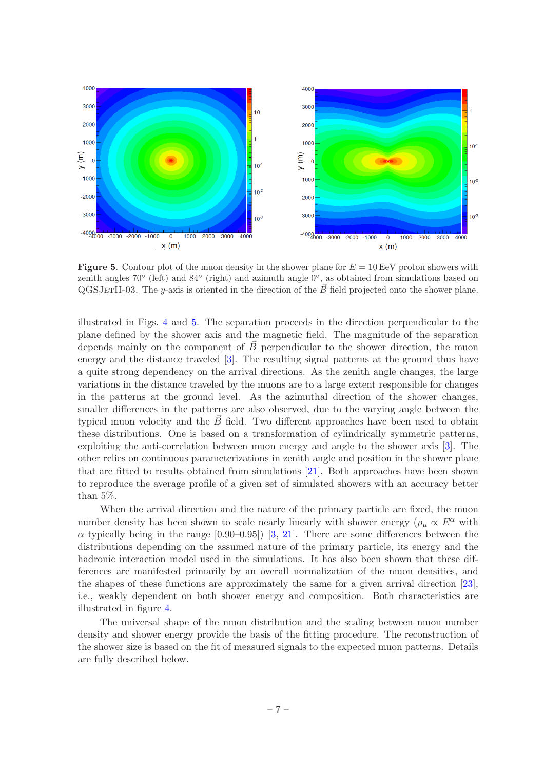**Figure 5**. Contour plot of the muon density in the shower plane for $E = 10\,\text{EeV}$ proton showers with zenith angles 70° (left) and 84° (right) and azimuth angle 0°, as obtained from simulations based on QGSJetII-03. The $y$-axis is oriented in the direction of the $\vec{B}$ field projected onto the shower plane.

illustrated in Figs. 4 and 5. The separation proceeds in the direction perpendicular to the plane defined by the shower axis and the magnetic field. The magnitude of the separation depends mainly on the component of $\vec{B}$ perpendicular to the shower direction, the muon energy and the distance traveled [3]. The resulting signal patterns at the ground thus have a quite strong dependency on the arrival directions. As the zenith angle changes, the large variations in the distance traveled by the muons are to a large extent responsible for changes in the patterns at the ground level. As the azimuthal direction of the shower changes, smaller differences in the patterns are also observed, due to the varying angle between the typical muon velocity and the $\vec{B}$ field. Two different approaches have been used to obtain these distributions. One is based on a transformation of cylindrically symmetric patterns, exploiting the anti-correlation between muon energy and angle to the shower axis [3]. The other relies on continuous parameterizations in zenith angle and position in the shower plane that are fitted to results obtained from simulations [21]. Both approaches have been shown to reproduce the average profile of a given set of simulated showers with an accuracy better than 5%.

When the arrival direction and the nature of the primary particle are fixed, the muon number density has been shown to scale nearly linearly with shower energy ($\rho_\mu \propto E^\alpha$ with $\alpha$ typically being in the range [0.90–0.95]) [3, 21]. There are some differences between the distributions depending on the assumed nature of the primary particle, its energy and the hadronic interaction model used in the simulations. It has also been shown that these differences are manifested primarily by an overall normalization of the muon densities, and the shapes of these functions are approximately the same for a given arrival direction [23], i.e., weakly dependent on both shower energy and composition. Both characteristics are illustrated in figure 4.

The universal shape of the muon distribution and the scaling between muon number density and shower energy provide the basis of the fitting procedure. The reconstruction of the shower size is based on the fit of measured signals to the expected muon patterns. Details are fully described below.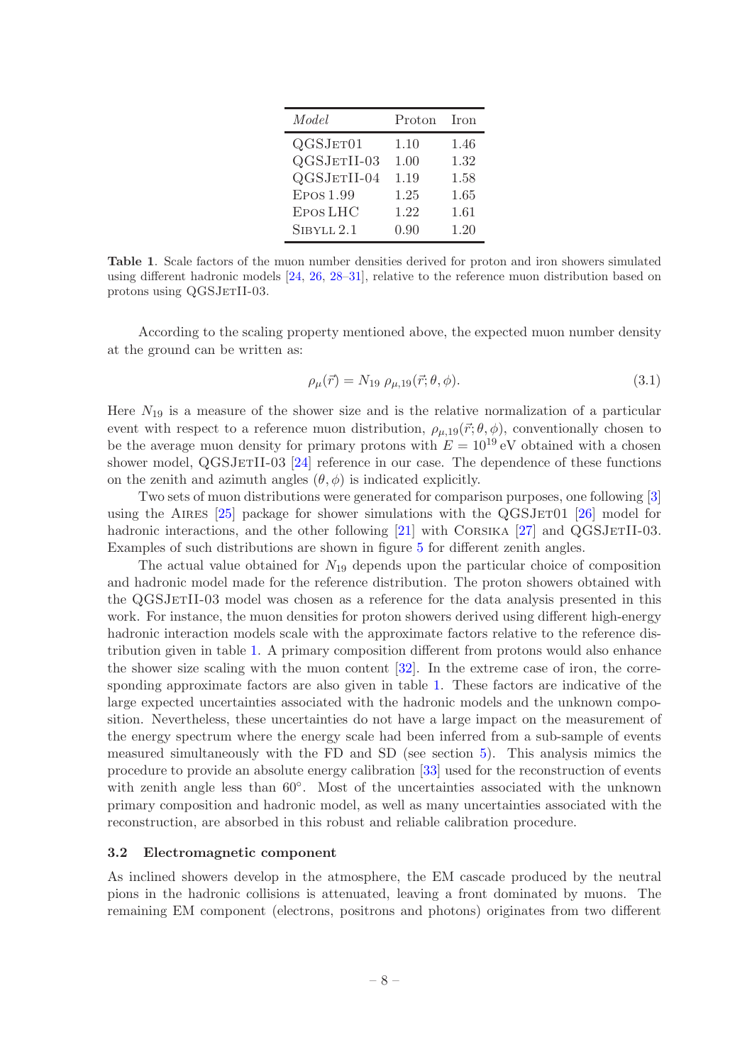| *Model* | Proton | Iron |
|---|---|---|
| QGSJET01 | 1.10 | 1.46 |
| QGSJETII-03 | 1.00 | 1.32 |
| QGSJETII-04 | 1.19 | 1.58 |
| EPOS 1.99 | 1.25 | 1.65 |
| EPOS LHC | 1.22 | 1.61 |
| SIBYLL 2.1 | 0.90 | 1.20 |

**Table 1**. Scale factors of the muon number densities derived for proton and iron showers simulated using different hadronic models [24, 26, 28–31], relative to the reference muon distribution based on protons using QGSJETII-03.

According to the scaling property mentioned above, the expected muon number density at the ground can be written as:

$$\rho_\mu(\vec{r}) = N_{19}\ \rho_{\mu,19}(\vec{r};\theta,\phi). \tag{3.1}$$

Here $N_{19}$ is a measure of the shower size and is the relative normalization of a particular event with respect to a reference muon distribution, $\rho_{\mu,19}(\vec{r};\theta,\phi)$, conventionally chosen to be the average muon density for primary protons with $E = 10^{19}$ eV obtained with a chosen shower model, QGSJETII-03 [24] reference in our case. The dependence of these functions on the zenith and azimuth angles $(\theta, \phi)$ is indicated explicitly.

Two sets of muon distributions were generated for comparison purposes, one following [3] using the AIRES [25] package for shower simulations with the QGSJET01 [26] model for hadronic interactions, and the other following [21] with CORSIKA [27] and QGSJETII-03. Examples of such distributions are shown in figure 5 for different zenith angles.

The actual value obtained for $N_{19}$ depends upon the particular choice of composition and hadronic model made for the reference distribution. The proton showers obtained with the QGSJETII-03 model was chosen as a reference for the data analysis presented in this work. For instance, the muon densities for proton showers derived using different high-energy hadronic interaction models scale with the approximate factors relative to the reference distribution given in table 1. A primary composition different from protons would also enhance the shower size scaling with the muon content [32]. In the extreme case of iron, the corresponding approximate factors are also given in table 1. These factors are indicative of the large expected uncertainties associated with the hadronic models and the unknown composition. Nevertheless, these uncertainties do not have a large impact on the measurement of the energy spectrum where the energy scale had been inferred from a sub-sample of events measured simultaneously with the FD and SD (see section 5). This analysis mimics the procedure to provide an absolute energy calibration [33] used for the reconstruction of events with zenith angle less than 60°. Most of the uncertainties associated with the unknown primary composition and hadronic model, as well as many uncertainties associated with the reconstruction, are absorbed in this robust and reliable calibration procedure.

### 3.2 Electromagnetic component

As inclined showers develop in the atmosphere, the EM cascade produced by the neutral pions in the hadronic collisions is attenuated, leaving a front dominated by muons. The remaining EM component (electrons, positrons and photons) originates from two different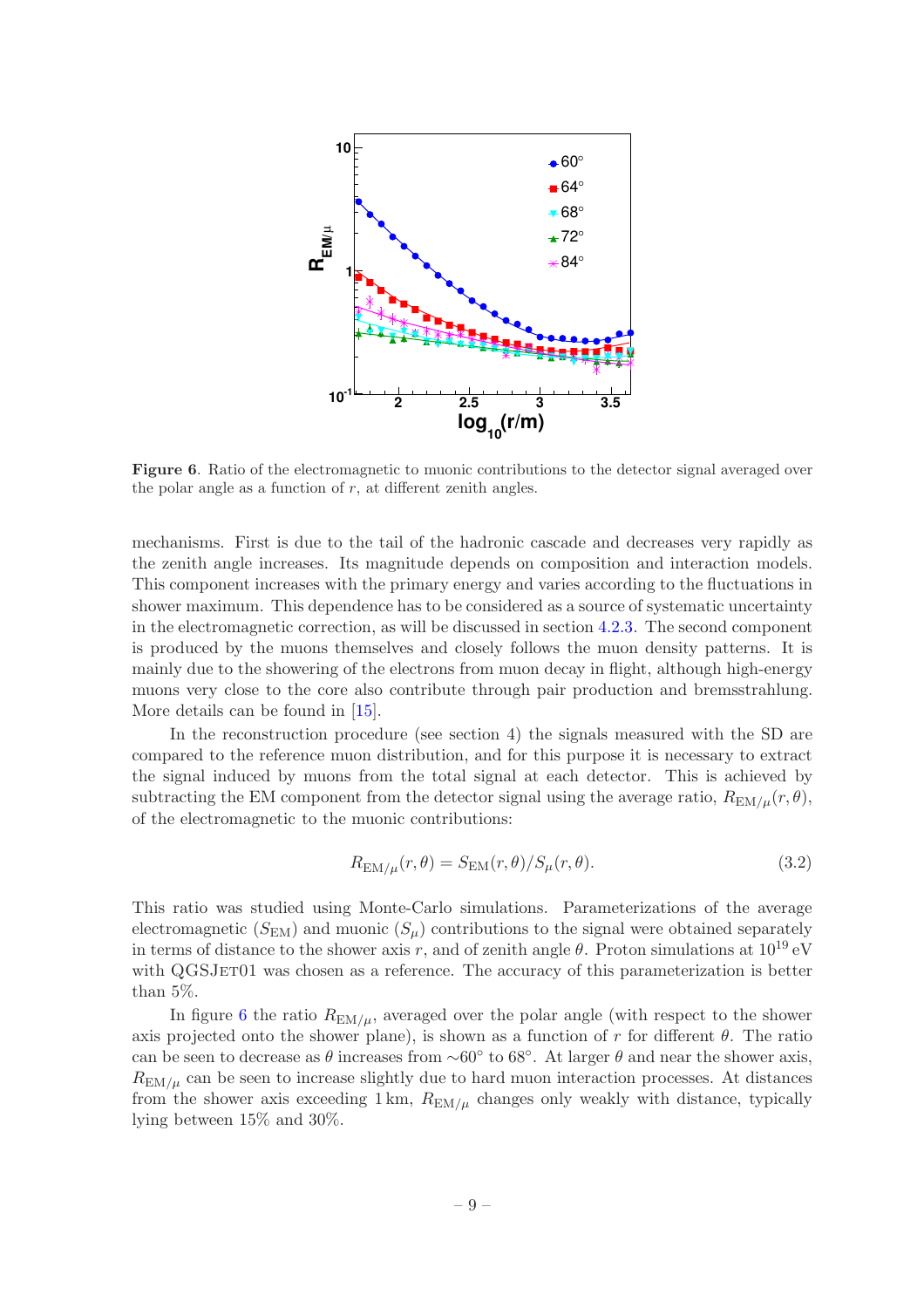**Figure 6**. Ratio of the electromagnetic to muonic contributions to the detector signal averaged over the polar angle as a function of $r$, at different zenith angles.

mechanisms. First is due to the tail of the hadronic cascade and decreases very rapidly as the zenith angle increases. Its magnitude depends on composition and interaction models. This component increases with the primary energy and varies according to the fluctuations in shower maximum. This dependence has to be considered as a source of systematic uncertainty in the electromagnetic correction, as will be discussed in section 4.2.3. The second component is produced by the muons themselves and closely follows the muon density patterns. It is mainly due to the showering of the electrons from muon decay in flight, although high-energy muons very close to the core also contribute through pair production and bremsstrahlung. More details can be found in [15].

In the reconstruction procedure (see section 4) the signals measured with the SD are compared to the reference muon distribution, and for this purpose it is necessary to extract the signal induced by muons from the total signal at each detector. This is achieved by subtracting the EM component from the detector signal using the average ratio, $R_{\mathrm{EM}/\mu}(r, \theta)$, of the electromagnetic to the muonic contributions:

$$R_{\mathrm{EM}/\mu}(r, \theta) = S_{\mathrm{EM}}(r, \theta)/S_{\mu}(r, \theta). \tag{3.2}$$

This ratio was studied using Monte-Carlo simulations. Parameterizations of the average electromagnetic ($S_{\mathrm{EM}}$) and muonic ($S_{\mu}$) contributions to the signal were obtained separately in terms of distance to the shower axis $r$, and of zenith angle $\theta$. Proton simulations at $10^{19}$ eV with QGSJet01 was chosen as a reference. The accuracy of this parameterization is better than 5%.

In figure 6 the ratio $R_{\mathrm{EM}/\mu}$, averaged over the polar angle (with respect to the shower axis projected onto the shower plane), is shown as a function of $r$ for different $\theta$. The ratio can be seen to decrease as $\theta$ increases from $\sim 60^{\circ}$ to $68^{\circ}$. At larger $\theta$ and near the shower axis, $R_{\mathrm{EM}/\mu}$ can be seen to increase slightly due to hard muon interaction processes. At distances from the shower axis exceeding 1 km, $R_{\mathrm{EM}/\mu}$ changes only weakly with distance, typically lying between 15% and 30%.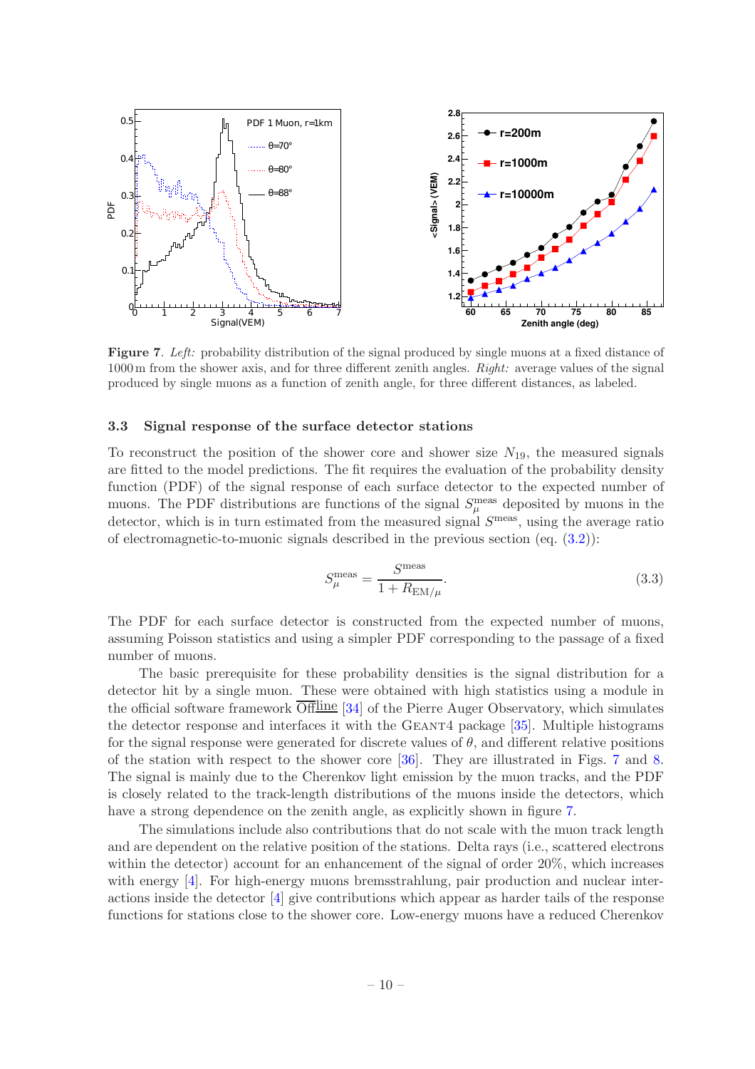**Figure 7**. *Left:* probability distribution of the signal produced by single muons at a fixed distance of 1000 m from the shower axis, and for three different zenith angles. *Right:* average values of the signal produced by single muons as a function of zenith angle, for three different distances, as labeled.

### 3.3 Signal response of the surface detector stations

To reconstruct the position of the shower core and shower size $N_{19}$, the measured signals are fitted to the model predictions. The fit requires the evaluation of the probability density function (PDF) of the signal response of each surface detector to the expected number of muons. The PDF distributions are functions of the signal $S_{\mu}^{\text{meas}}$ deposited by muons in the detector, which is in turn estimated from the measured signal $S^{\text{meas}}$, using the average ratio of electromagnetic-to-muonic signals described in the previous section (eq. (3.2)):

$$S_{\mu}^{\text{meas}} = \frac{S^{\text{meas}}}{1 + R_{\text{EM}/\mu}}. \tag{3.3}$$

The PDF for each surface detector is constructed from the expected number of muons, assuming Poisson statistics and using a simpler PDF corresponding to the passage of a fixed number of muons.

The basic prerequisite for these probability densities is the signal distribution for a detector hit by a single muon. These were obtained with high statistics using a module in the official software framework $\overline{\text{Off}}\underline{\text{line}}$ [34] of the Pierre Auger Observatory, which simulates the detector response and interfaces it with the GEANT4 package [35]. Multiple histograms for the signal response were generated for discrete values of $\theta$, and different relative positions of the station with respect to the shower core [36]. They are illustrated in Figs. 7 and 8. The signal is mainly due to the Cherenkov light emission by the muon tracks, and the PDF is closely related to the track-length distributions of the muons inside the detectors, which have a strong dependence on the zenith angle, as explicitly shown in figure 7.

The simulations include also contributions that do not scale with the muon track length and are dependent on the relative position of the stations. Delta rays (i.e., scattered electrons within the detector) account for an enhancement of the signal of order 20%, which increases with energy [4]. For high-energy muons bremsstrahlung, pair production and nuclear interactions inside the detector [4] give contributions which appear as harder tails of the response functions for stations close to the shower core. Low-energy muons have a reduced Cherenkov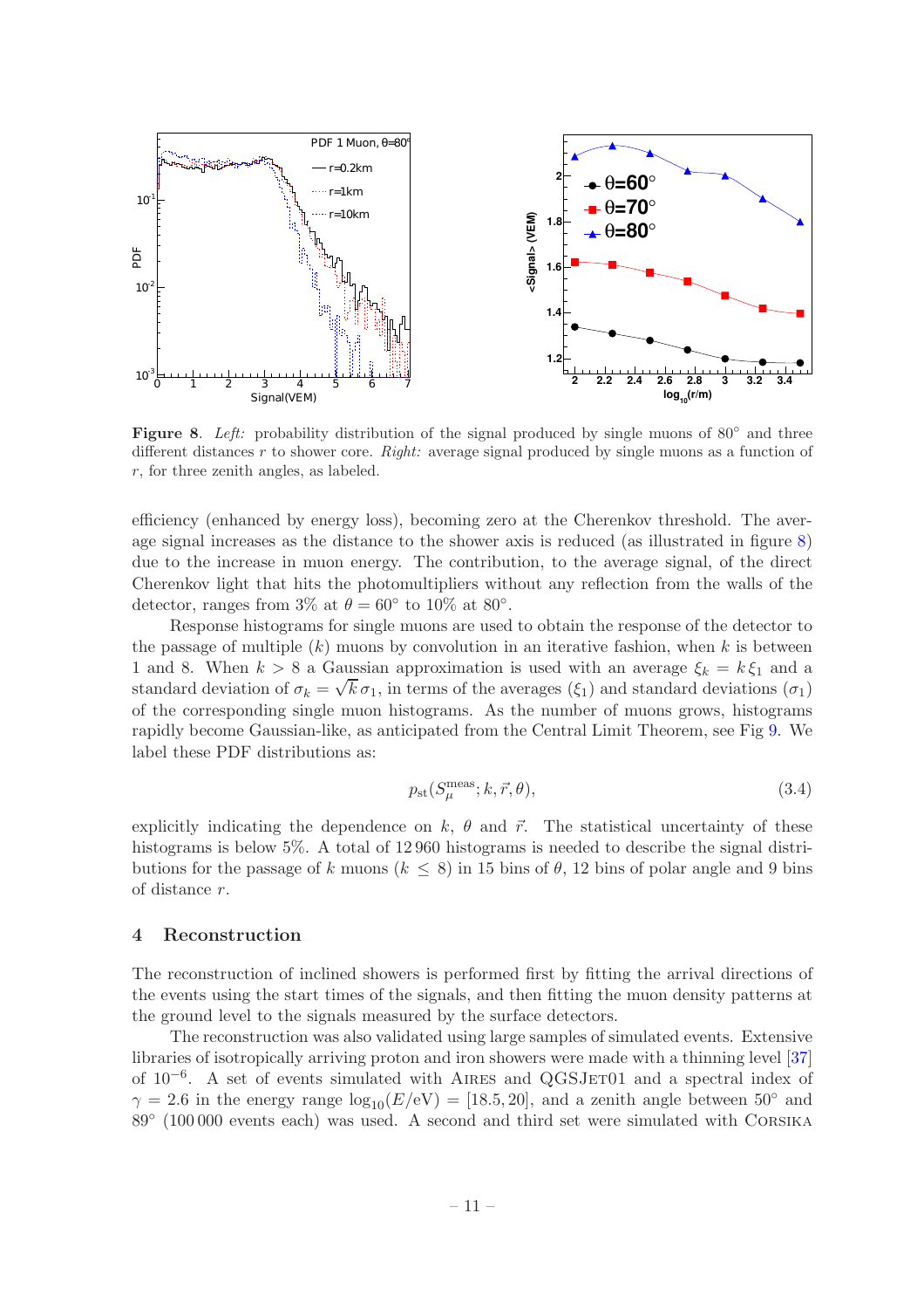**Figure 8**. *Left:* probability distribution of the signal produced by single muons of 80° and three different distances $r$ to shower core. *Right:* average signal produced by single muons as a function of $r$, for three zenith angles, as labeled.

efficiency (enhanced by energy loss), becoming zero at the Cherenkov threshold. The average signal increases as the distance to the shower axis is reduced (as illustrated in figure 8) due to the increase in muon energy. The contribution, to the average signal, of the direct Cherenkov light that hits the photomultipliers without any reflection from the walls of the detector, ranges from 3% at $\theta = 60°$ to 10% at 80°.

Response histograms for single muons are used to obtain the response of the detector to the passage of multiple ($k$) muons by convolution in an iterative fashion, when $k$ is between 1 and 8. When $k > 8$ a Gaussian approximation is used with an average $\xi_k = k\,\xi_1$ and a standard deviation of $\sigma_k = \sqrt{k}\,\sigma_1$, in terms of the averages ($\xi_1$) and standard deviations ($\sigma_1$) of the corresponding single muon histograms. As the number of muons grows, histograms rapidly become Gaussian-like, as anticipated from the Central Limit Theorem, see Fig 9. We label these PDF distributions as:

$$p_{\rm st}(S_\mu^{\rm meas}; k, \vec{r}, \theta), \tag{3.4}$$

explicitly indicating the dependence on $k$, $\theta$ and $\vec{r}$. The statistical uncertainty of these histograms is below 5%. A total of 12 960 histograms is needed to describe the signal distributions for the passage of $k$ muons ($k \leq 8$) in 15 bins of $\theta$, 12 bins of polar angle and 9 bins of distance $r$.

## 4 Reconstruction

The reconstruction of inclined showers is performed first by fitting the arrival directions of the events using the start times of the signals, and then fitting the muon density patterns at the ground level to the signals measured by the surface detectors.

The reconstruction was also validated using large samples of simulated events. Extensive libraries of isotropically arriving proton and iron showers were made with a thinning level [37] of $10^{-6}$. A set of events simulated with Aires and QGSJet01 and a spectral index of $\gamma = 2.6$ in the energy range $\log_{10}(E/\text{eV}) = [18.5, 20]$, and a zenith angle between 50° and 89° (100 000 events each) was used. A second and third set were simulated with Corsika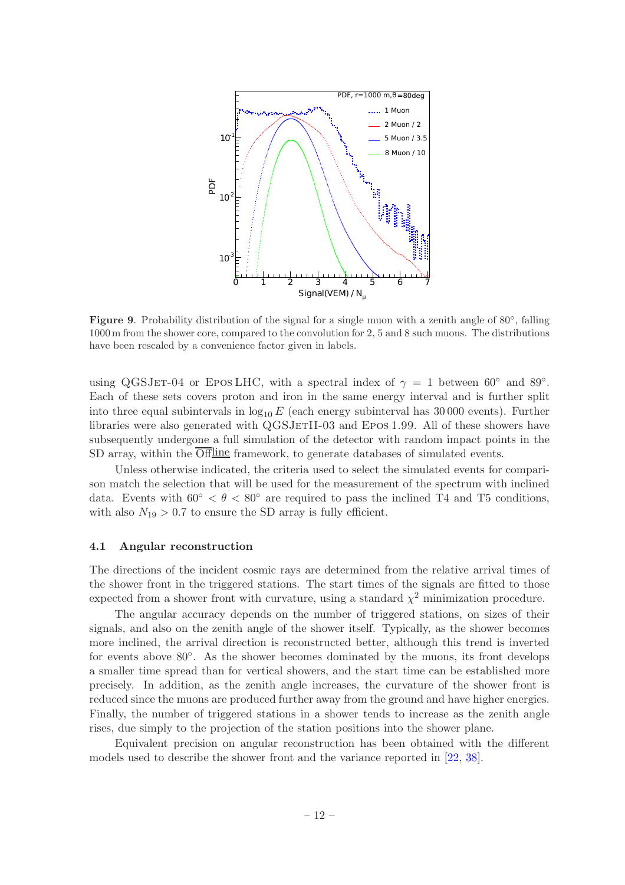**Figure 9**. Probability distribution of the signal for a single muon with a zenith angle of 80°, falling 1000 m from the shower core, compared to the convolution for 2, 5 and 8 such muons. The distributions have been rescaled by a convenience factor given in labels.

using QGSJet-04 or Epos LHC, with a spectral index of $\gamma = 1$ between 60° and 89°. Each of these sets covers proton and iron in the same energy interval and is further split into three equal subintervals in $\log_{10} E$ (each energy subinterval has 30 000 events). Further libraries were also generated with QGSJetII-03 and Epos 1.99. All of these showers have subsequently undergone a full simulation of the detector with random impact points in the SD array, within the $\overline{\text{Off}}\underline{\text{line}}$ framework, to generate databases of simulated events.

Unless otherwise indicated, the criteria used to select the simulated events for comparison match the selection that will be used for the measurement of the spectrum with inclined data. Events with $60° < \theta < 80°$ are required to pass the inclined T4 and T5 conditions, with also $N_{19} > 0.7$ to ensure the SD array is fully efficient.

### 4.1 Angular reconstruction

The directions of the incident cosmic rays are determined from the relative arrival times of the shower front in the triggered stations. The start times of the signals are fitted to those expected from a shower front with curvature, using a standard $\chi^2$ minimization procedure.

The angular accuracy depends on the number of triggered stations, on sizes of their signals, and also on the zenith angle of the shower itself. Typically, as the shower becomes more inclined, the arrival direction is reconstructed better, although this trend is inverted for events above 80°. As the shower becomes dominated by the muons, its front develops a smaller time spread than for vertical showers, and the start time can be established more precisely. In addition, as the zenith angle increases, the curvature of the shower front is reduced since the muons are produced further away from the ground and have higher energies. Finally, the number of triggered stations in a shower tends to increase as the zenith angle rises, due simply to the projection of the station positions into the shower plane.

Equivalent precision on angular reconstruction has been obtained with the different models used to describe the shower front and the variance reported in [22, 38].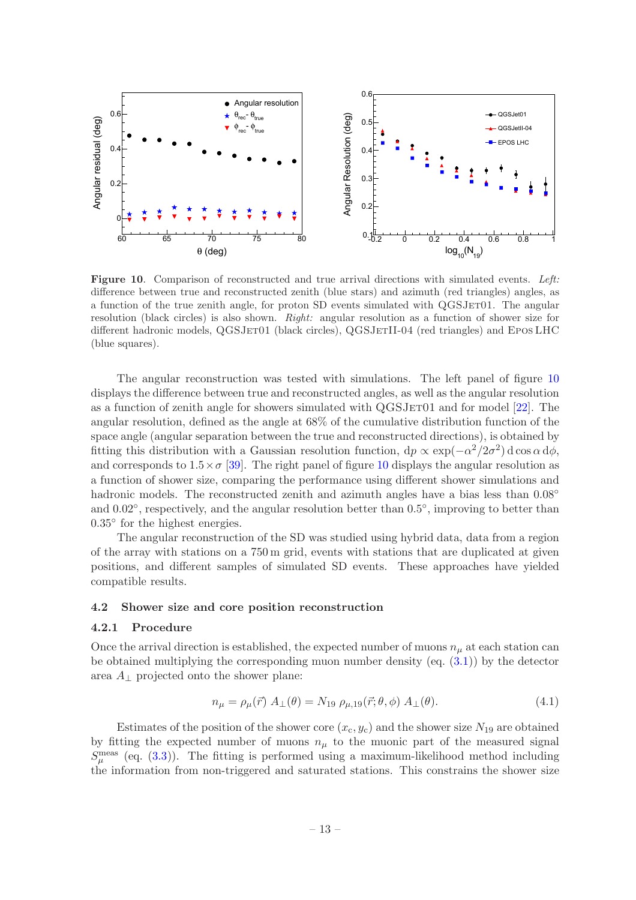**Figure 10**. Comparison of reconstructed and true arrival directions with simulated events. *Left:* difference between true and reconstructed zenith (blue stars) and azimuth (red triangles) angles, as a function of the true zenith angle, for proton SD events simulated with QGSJET01. The angular resolution (black circles) is also shown. *Right:* angular resolution as a function of shower size for different hadronic models, QGSJET01 (black circles), QGSJETII-04 (red triangles) and EPOS LHC (blue squares).

The angular reconstruction was tested with simulations. The left panel of figure 10 displays the difference between true and reconstructed angles, as well as the angular resolution as a function of zenith angle for showers simulated with QGSJET01 and for model [22]. The angular resolution, defined as the angle at 68% of the cumulative distribution function of the space angle (angular separation between the true and reconstructed directions), is obtained by fitting this distribution with a Gaussian resolution function, $\mathrm{d}p \propto \exp(-\alpha^2/2\sigma^2)\,\mathrm{d}\cos\alpha\,\mathrm{d}\phi$, and corresponds to $1.5 \times \sigma$ [39]. The right panel of figure 10 displays the angular resolution as a function of shower size, comparing the performance using different shower simulations and hadronic models. The reconstructed zenith and azimuth angles have a bias less than $0.08^\circ$ and $0.02^\circ$, respectively, and the angular resolution better than $0.5^\circ$, improving to better than $0.35^\circ$ for the highest energies.

The angular reconstruction of the SD was studied using hybrid data, data from a region of the array with stations on a 750 m grid, events with stations that are duplicated at given positions, and different samples of simulated SD events. These approaches have yielded compatible results.

### 4.2 Shower size and core position reconstruction

#### 4.2.1 Procedure

Once the arrival direction is established, the expected number of muons $n_\mu$ at each station can be obtained multiplying the corresponding muon number density (eq. (3.1)) by the detector area $A_\perp$ projected onto the shower plane:

$$n_\mu = \rho_\mu(\vec{r})\; A_\perp(\theta) = N_{19}\; \rho_{\mu,19}(\vec{r};\theta,\phi)\; A_\perp(\theta). \tag{4.1}$$

Estimates of the position of the shower core $(x_\mathrm{c}, y_\mathrm{c})$ and the shower size $N_{19}$ are obtained by fitting the expected number of muons $n_\mu$ to the muonic part of the measured signal $S_\mu^\mathrm{meas}$ (eq. (3.3)). The fitting is performed using a maximum-likelihood method including the information from non-triggered and saturated stations. This constrains the shower size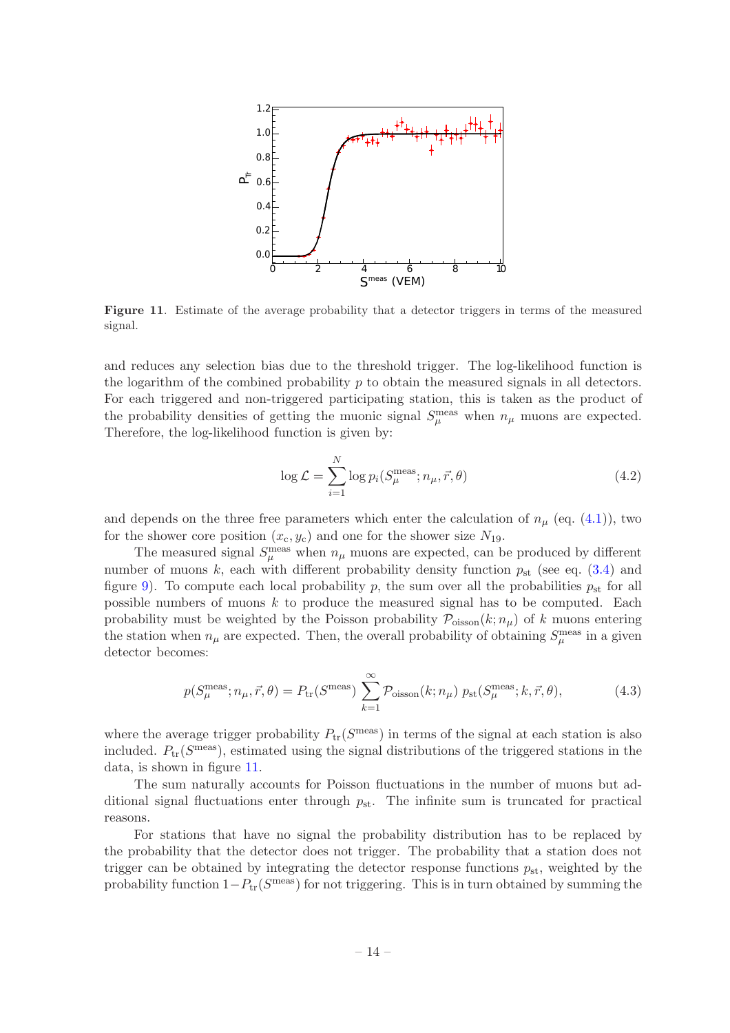**Figure 11**. Estimate of the average probability that a detector triggers in terms of the measured signal.

and reduces any selection bias due to the threshold trigger. The log-likelihood function is the logarithm of the combined probability $p$ to obtain the measured signals in all detectors. For each triggered and non-triggered participating station, this is taken as the product of the probability densities of getting the muonic signal $S_\mu^{\rm meas}$ when $n_\mu$ muons are expected. Therefore, the log-likelihood function is given by:

$$\log \mathcal{L} = \sum_{i=1}^{N} \log p_i(S_\mu^{\rm meas}; n_\mu, \vec{r}, \theta) \tag{4.2}$$

and depends on the three free parameters which enter the calculation of $n_\mu$ (eq. (4.1)), two for the shower core position $(x_{\rm c}, y_{\rm c})$ and one for the shower size $N_{19}$.

The measured signal $S_\mu^{\rm meas}$ when $n_\mu$ muons are expected, can be produced by different number of muons $k$, each with different probability density function $p_{\rm st}$ (see eq. (3.4) and figure 9). To compute each local probability $p$, the sum over all the probabilities $p_{\rm st}$ for all possible numbers of muons $k$ to produce the measured signal has to be computed. Each probability must be weighted by the Poisson probability $\mathcal{P}_{\rm oisson}(k; n_\mu)$ of $k$ muons entering the station when $n_\mu$ are expected. Then, the overall probability of obtaining $S_\mu^{\rm meas}$ in a given detector becomes:

$$p(S_\mu^{\rm meas}; n_\mu, \vec{r}, \theta) = P_{\rm tr}(S^{\rm meas}) \sum_{k=1}^{\infty} \mathcal{P}_{\rm oisson}(k; n_\mu) \; p_{\rm st}(S_\mu^{\rm meas}; k, \vec{r}, \theta), \tag{4.3}$$

where the average trigger probability $P_{\rm tr}(S^{\rm meas})$ in terms of the signal at each station is also included. $P_{\rm tr}(S^{\rm meas})$, estimated using the signal distributions of the triggered stations in the data, is shown in figure 11.

The sum naturally accounts for Poisson fluctuations in the number of muons but additional signal fluctuations enter through $p_{\rm st}$. The infinite sum is truncated for practical reasons.

For stations that have no signal the probability distribution has to be replaced by the probability that the detector does not trigger. The probability that a station does not trigger can be obtained by integrating the detector response functions $p_{\rm st}$, weighted by the probability function $1-P_{\rm tr}(S^{\rm meas})$ for not triggering. This is in turn obtained by summing the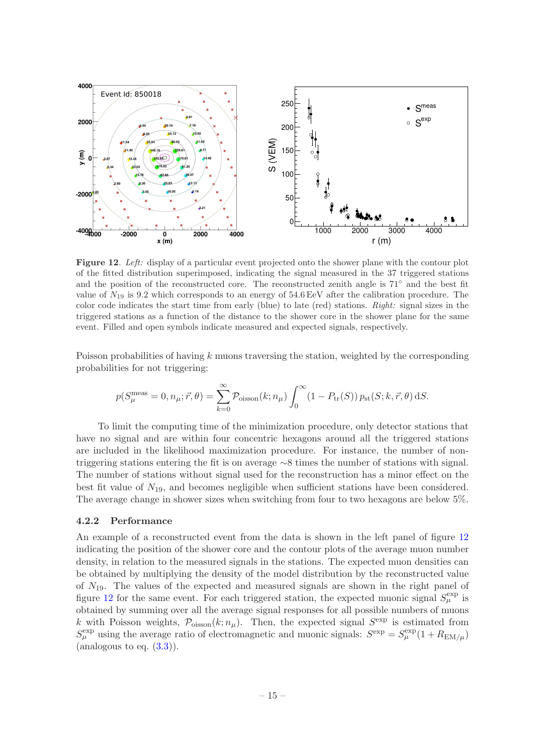**Figure 12**. *Left:* display of a particular event projected onto the shower plane with the contour plot of the fitted distribution superimposed, indicating the signal measured in the 37 triggered stations and the position of the reconstructed core. The reconstructed zenith angle is 71° and the best fit value of $N_{19}$ is 9.2 which corresponds to an energy of 54.6 EeV after the calibration procedure. The color code indicates the start time from early (blue) to late (red) stations. *Right:* signal sizes in the triggered stations as a function of the distance to the shower core in the shower plane for the same event. Filled and open symbols indicate measured and expected signals, respectively.

Poisson probabilities of having $k$ muons traversing the station, weighted by the corresponding probabilities for not triggering:

$$p(S_\mu^{\rm meas} = 0, n_\mu; \vec{r}, \theta) = \sum_{k=0}^{\infty} \mathcal{P}_{\rm oisson}(k; n_\mu) \int_0^\infty (1 - P_{\rm tr}(S))\, p_{\rm st}(S; k, \vec{r}, \theta)\, {\rm d}S.$$

To limit the computing time of the minimization procedure, only detector stations that have no signal and are within four concentric hexagons around all the triggered stations are included in the likelihood maximization procedure. For instance, the number of non-triggering stations entering the fit is on average $\sim$8 times the number of stations with signal. The number of stations without signal used for the reconstruction has a minor effect on the best fit value of $N_{19}$, and becomes negligible when sufficient stations have been considered. The average change in shower sizes when switching from four to two hexagons are below 5%.

### 4.2.2 Performance

An example of a reconstructed event from the data is shown in the left panel of figure 12 indicating the position of the shower core and the contour plots of the average muon number density, in relation to the measured signals in the stations. The expected muon densities can be obtained by multiplying the density of the model distribution by the reconstructed value of $N_{19}$. The values of the expected and measured signals are shown in the right panel of figure 12 for the same event. For each triggered station, the expected muonic signal $S_\mu^{\rm exp}$ is obtained by summing over all the average signal responses for all possible numbers of muons $k$ with Poisson weights, $\mathcal{P}_{\rm oisson}(k; n_\mu)$. Then, the expected signal $S^{\rm exp}$ is estimated from $S_\mu^{\rm exp}$ using the average ratio of electromagnetic and muonic signals: $S^{\rm exp} = S_\mu^{\rm exp}(1 + R_{{\rm EM}/\mu})$ (analogous to eq. (3.3)).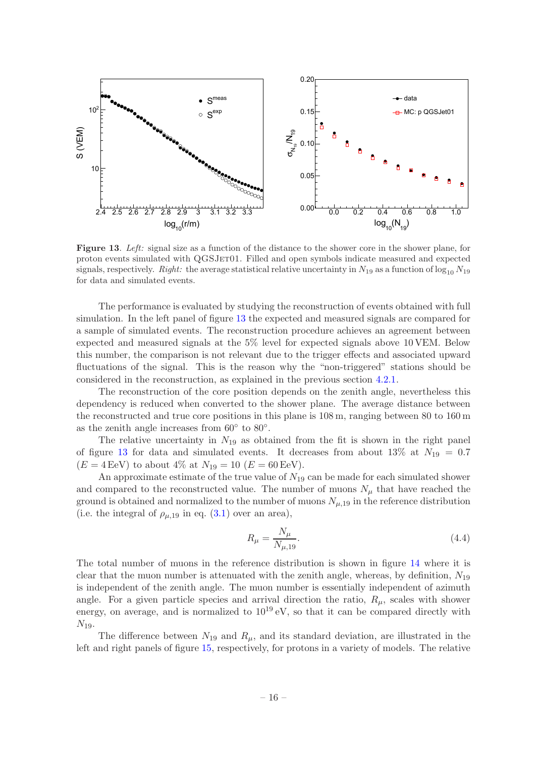**Figure 13**. *Left:* signal size as a function of the distance to the shower core in the shower plane, for proton events simulated with QGSJet01. Filled and open symbols indicate measured and expected signals, respectively. *Right:* the average statistical relative uncertainty in $N_{19}$ as a function of $\log_{10} N_{19}$ for data and simulated events.

The performance is evaluated by studying the reconstruction of events obtained with full simulation. In the left panel of figure 13 the expected and measured signals are compared for a sample of simulated events. The reconstruction procedure achieves an agreement between expected and measured signals at the 5% level for expected signals above 10 VEM. Below this number, the comparison is not relevant due to the trigger effects and associated upward fluctuations of the signal. This is the reason why the "non-triggered" stations should be considered in the reconstruction, as explained in the previous section 4.2.1.

The reconstruction of the core position depends on the zenith angle, nevertheless this dependency is reduced when converted to the shower plane. The average distance between the reconstructed and true core positions in this plane is 108 m, ranging between 80 to 160 m as the zenith angle increases from 60° to 80°.

The relative uncertainty in $N_{19}$ as obtained from the fit is shown in the right panel of figure 13 for data and simulated events. It decreases from about 13% at $N_{19} = 0.7$ ($E = 4\,\text{EeV}$) to about 4% at $N_{19} = 10$ ($E = 60\,\text{EeV}$).

An approximate estimate of the true value of $N_{19}$ can be made for each simulated shower and compared to the reconstructed value. The number of muons $N_\mu$ that have reached the ground is obtained and normalized to the number of muons $N_{\mu,19}$ in the reference distribution (i.e. the integral of $\rho_{\mu,19}$ in eq. (3.1) over an area),

$$R_\mu = \frac{N_\mu}{N_{\mu,19}}. \tag{4.4}$$

The total number of muons in the reference distribution is shown in figure 14 where it is clear that the muon number is attenuated with the zenith angle, whereas, by definition, $N_{19}$ is independent of the zenith angle. The muon number is essentially independent of azimuth angle. For a given particle species and arrival direction the ratio, $R_\mu$, scales with shower energy, on average, and is normalized to $10^{19}$ eV, so that it can be compared directly with $N_{19}$.

The difference between $N_{19}$ and $R_\mu$, and its standard deviation, are illustrated in the left and right panels of figure 15, respectively, for protons in a variety of models. The relative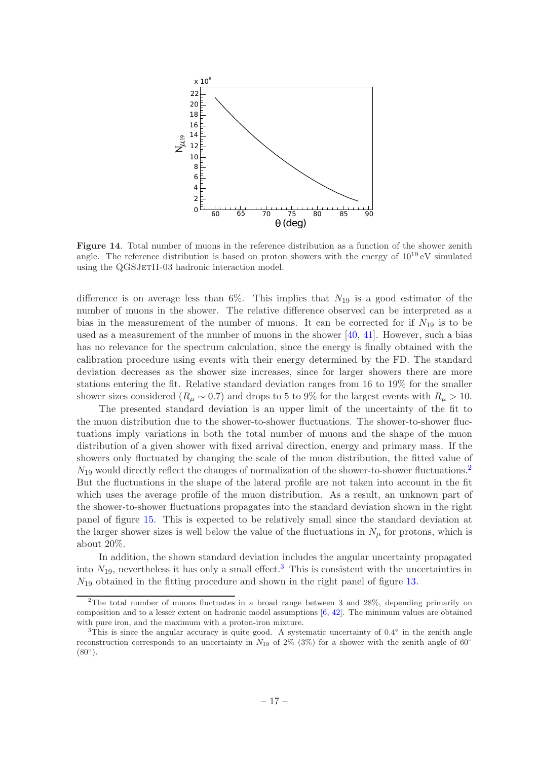**Figure 14**. Total number of muons in the reference distribution as a function of the shower zenith angle. The reference distribution is based on proton showers with the energy of $10^{19}$ eV simulated using the QGSJetII-03 hadronic interaction model.

difference is on average less than 6%. This implies that $N_{19}$ is a good estimator of the number of muons in the shower. The relative difference observed can be interpreted as a bias in the measurement of the number of muons. It can be corrected for if $N_{19}$ is to be used as a measurement of the number of muons in the shower [40, 41]. However, such a bias has no relevance for the spectrum calculation, since the energy is finally obtained with the calibration procedure using events with their energy determined by the FD. The standard deviation decreases as the shower size increases, since for larger showers there are more stations entering the fit. Relative standard deviation ranges from 16 to 19% for the smaller shower sizes considered ($R_\mu \sim 0.7$) and drops to 5 to 9% for the largest events with $R_\mu > 10$.

The presented standard deviation is an upper limit of the uncertainty of the fit to the muon distribution due to the shower-to-shower fluctuations. The shower-to-shower fluctuations imply variations in both the total number of muons and the shape of the muon distribution of a given shower with fixed arrival direction, energy and primary mass. If the showers only fluctuated by changing the scale of the muon distribution, the fitted value of $N_{19}$ would directly reflect the changes of normalization of the shower-to-shower fluctuations.[2] But the fluctuations in the shape of the lateral profile are not taken into account in the fit which uses the average profile of the muon distribution. As a result, an unknown part of the shower-to-shower fluctuations propagates into the standard deviation shown in the right panel of figure 15. This is expected to be relatively small since the standard deviation at the larger shower sizes is well below the value of the fluctuations in $N_\mu$ for protons, which is about 20%.

In addition, the shown standard deviation includes the angular uncertainty propagated into $N_{19}$, nevertheless it has only a small effect.[3] This is consistent with the uncertainties in $N_{19}$ obtained in the fitting procedure and shown in the right panel of figure 13.

---

[2] The total number of muons fluctuates in a broad range between 3 and 28%, depending primarily on composition and to a lesser extent on hadronic model assumptions [6, 42]. The minimum values are obtained with pure iron, and the maximum with a proton-iron mixture.

[3] This is since the angular accuracy is quite good. A systematic uncertainty of 0.4° in the zenith angle reconstruction corresponds to an uncertainty in $N_{19}$ of 2% (3%) for a shower with the zenith angle of 60° (80°).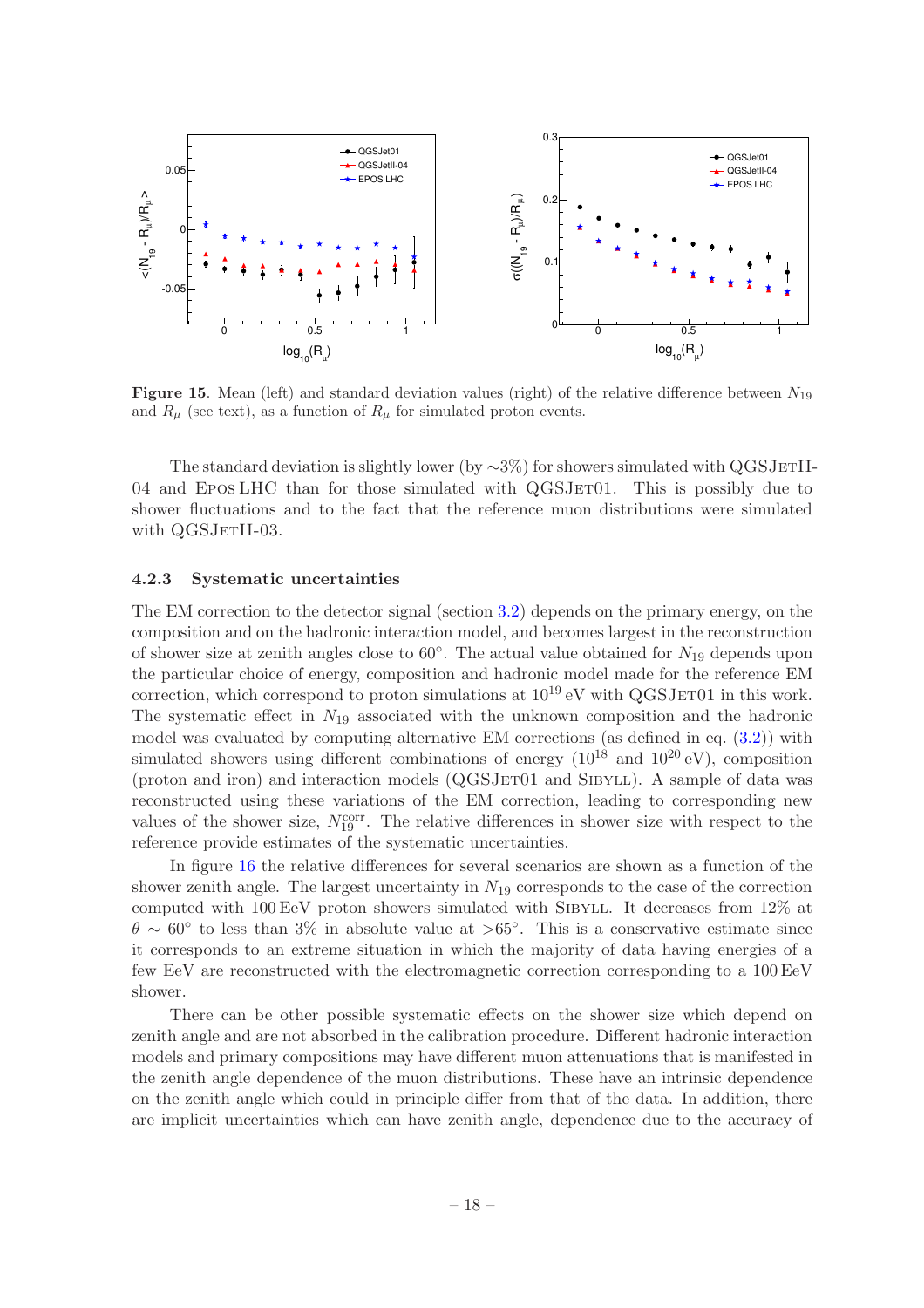**Figure 15**. Mean (left) and standard deviation values (right) of the relative difference between $N_{19}$ and $R_\mu$ (see text), as a function of $R_\mu$ for simulated proton events.

The standard deviation is slightly lower (by ∼3%) for showers simulated with QGSJetII-04 and Epos LHC than for those simulated with QGSJet01. This is possibly due to shower fluctuations and to the fact that the reference muon distributions were simulated with QGSJetII-03.

#### 4.2.3 Systematic uncertainties

The EM correction to the detector signal (section 3.2) depends on the primary energy, on the composition and on the hadronic interaction model, and becomes largest in the reconstruction of shower size at zenith angles close to 60°. The actual value obtained for $N_{19}$ depends upon the particular choice of energy, composition and hadronic model made for the reference EM correction, which correspond to proton simulations at $10^{19}$ eV with QGSJet01 in this work. The systematic effect in $N_{19}$ associated with the unknown composition and the hadronic model was evaluated by computing alternative EM corrections (as defined in eq. (3.2)) with simulated showers using different combinations of energy ($10^{18}$ and $10^{20}$ eV), composition (proton and iron) and interaction models (QGSJet01 and Sibyll). A sample of data was reconstructed using these variations of the EM correction, leading to corresponding new values of the shower size, $N_{19}^{\rm corr}$. The relative differences in shower size with respect to the reference provide estimates of the systematic uncertainties.

In figure 16 the relative differences for several scenarios are shown as a function of the shower zenith angle. The largest uncertainty in $N_{19}$ corresponds to the case of the correction computed with 100 EeV proton showers simulated with Sibyll. It decreases from 12% at $\theta \sim 60°$ to less than 3% in absolute value at >65°. This is a conservative estimate since it corresponds to an extreme situation in which the majority of data having energies of a few EeV are reconstructed with the electromagnetic correction corresponding to a 100 EeV shower.

There can be other possible systematic effects on the shower size which depend on zenith angle and are not absorbed in the calibration procedure. Different hadronic interaction models and primary compositions may have different muon attenuations that is manifested in the zenith angle dependence of the muon distributions. These have an intrinsic dependence on the zenith angle which could in principle differ from that of the data. In addition, there are implicit uncertainties which can have zenith angle, dependence due to the accuracy of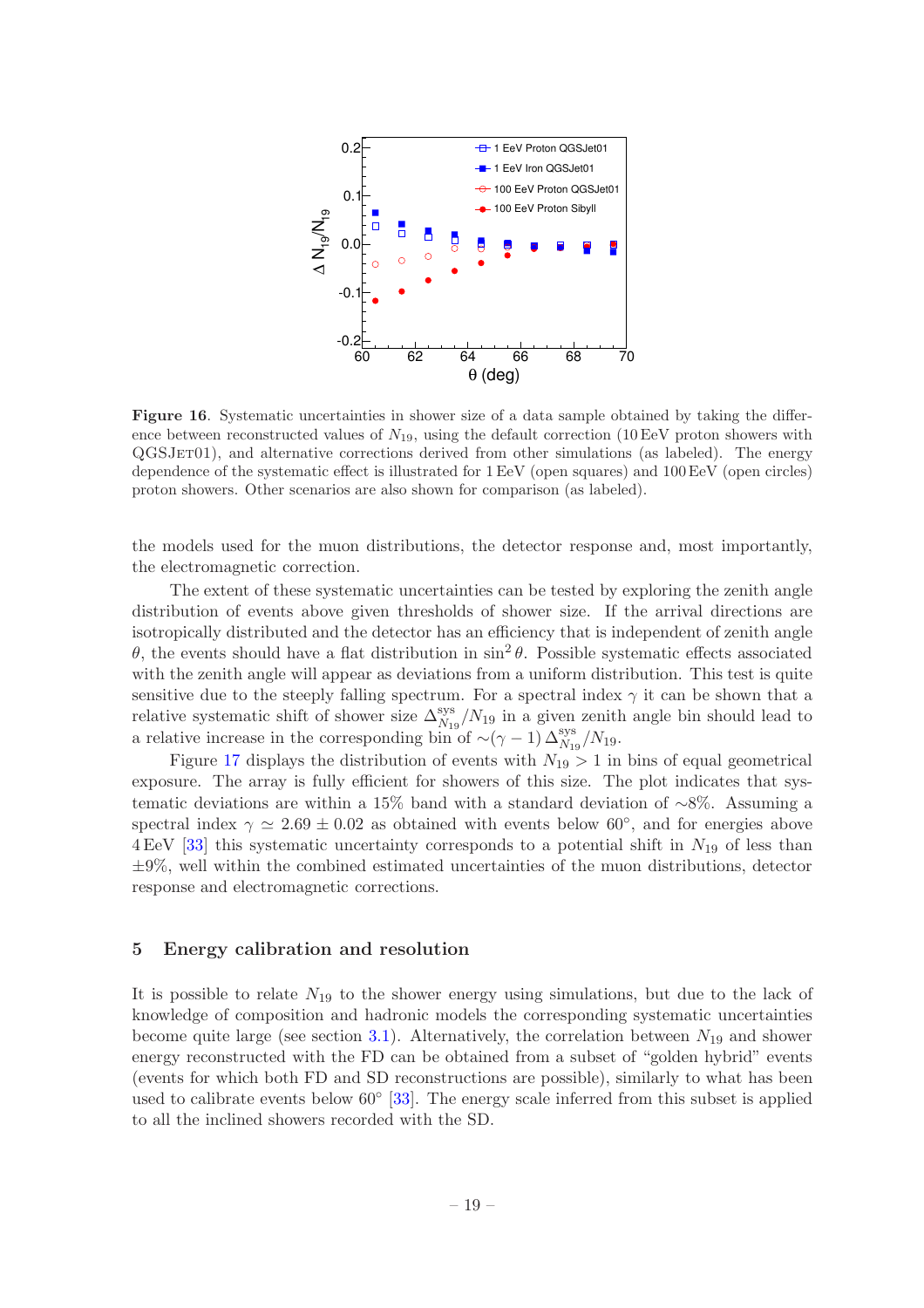**Figure 16**. Systematic uncertainties in shower size of a data sample obtained by taking the difference between reconstructed values of $N_{19}$, using the default correction (10 EeV proton showers with QGSJet01), and alternative corrections derived from other simulations (as labeled). The energy dependence of the systematic effect is illustrated for 1 EeV (open squares) and 100 EeV (open circles) proton showers. Other scenarios are also shown for comparison (as labeled).

the models used for the muon distributions, the detector response and, most importantly, the electromagnetic correction.

The extent of these systematic uncertainties can be tested by exploring the zenith angle distribution of events above given thresholds of shower size. If the arrival directions are isotropically distributed and the detector has an efficiency that is independent of zenith angle $\theta$, the events should have a flat distribution in $\sin^2\theta$. Possible systematic effects associated with the zenith angle will appear as deviations from a uniform distribution. This test is quite sensitive due to the steeply falling spectrum. For a spectral index $\gamma$ it can be shown that a relative systematic shift of shower size $\Delta^{\rm sys}_{N_{19}}/N_{19}$ in a given zenith angle bin should lead to a relative increase in the corresponding bin of $\sim(\gamma-1)\,\Delta^{\rm sys}_{N_{19}}/N_{19}$.

Figure 17 displays the distribution of events with $N_{19} > 1$ in bins of equal geometrical exposure. The array is fully efficient for showers of this size. The plot indicates that systematic deviations are within a 15% band with a standard deviation of ~8%. Assuming a spectral index $\gamma \simeq 2.69 \pm 0.02$ as obtained with events below 60°, and for energies above 4 EeV [33] this systematic uncertainty corresponds to a potential shift in $N_{19}$ of less than ±9%, well within the combined estimated uncertainties of the muon distributions, detector response and electromagnetic corrections.

## 5 Energy calibration and resolution

It is possible to relate $N_{19}$ to the shower energy using simulations, but due to the lack of knowledge of composition and hadronic models the corresponding systematic uncertainties become quite large (see section 3.1). Alternatively, the correlation between $N_{19}$ and shower energy reconstructed with the FD can be obtained from a subset of "golden hybrid" events (events for which both FD and SD reconstructions are possible), similarly to what has been used to calibrate events below 60° [33]. The energy scale inferred from this subset is applied to all the inclined showers recorded with the SD.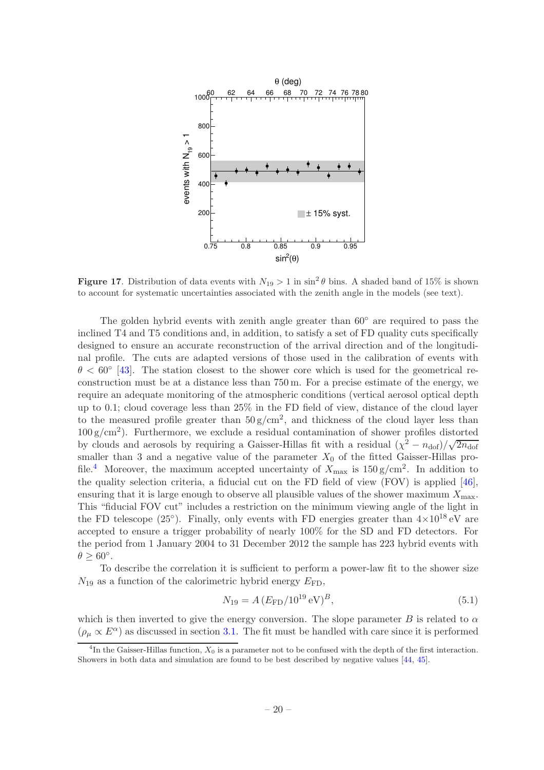**Figure 17**. Distribution of data events with $N_{19} > 1$ in $\sin^2\theta$ bins. A shaded band of 15% is shown to account for systematic uncertainties associated with the zenith angle in the models (see text).

The golden hybrid events with zenith angle greater than $60^\circ$ are required to pass the inclined T4 and T5 conditions and, in addition, to satisfy a set of FD quality cuts specifically designed to ensure an accurate reconstruction of the arrival direction and of the longitudinal profile. The cuts are adapted versions of those used in the calibration of events with $\theta < 60^\circ$ [43]. The station closest to the shower core which is used for the geometrical reconstruction must be at a distance less than 750 m. For a precise estimate of the energy, we require an adequate monitoring of the atmospheric conditions (vertical aerosol optical depth up to 0.1; cloud coverage less than 25% in the FD field of view, distance of the cloud layer to the measured profile greater than $50\,\mathrm{g/cm^2}$, and thickness of the cloud layer less than $100\,\mathrm{g/cm^2}$). Furthermore, we exclude a residual contamination of shower profiles distorted by clouds and aerosols by requiring a Gaisser-Hillas fit with a residual $(\chi^2 - n_{\mathrm{dof}})/\sqrt{2n_{\mathrm{dof}}}$ smaller than 3 and a negative value of the parameter $X_0$ of the fitted Gaisser-Hillas profile.[4] Moreover, the maximum accepted uncertainty of $X_{\max}$ is $150\,\mathrm{g/cm^2}$. In addition to the quality selection criteria, a fiducial cut on the FD field of view (FOV) is applied [46], ensuring that it is large enough to observe all plausible values of the shower maximum $X_{\max}$. This "fiducial FOV cut" includes a restriction on the minimum viewing angle of the light in the FD telescope ($25^\circ$). Finally, only events with FD energies greater than $4\times10^{18}\,\mathrm{eV}$ are accepted to ensure a trigger probability of nearly 100% for the SD and FD detectors. For the period from 1 January 2004 to 31 December 2012 the sample has 223 hybrid events with $\theta \geq 60^\circ$.

To describe the correlation it is sufficient to perform a power-law fit to the shower size $N_{19}$ as a function of the calorimetric hybrid energy $E_{\mathrm{FD}}$,

$$N_{19} = A\,(E_{\mathrm{FD}}/10^{19}\,\mathrm{eV})^B, \tag{5.1}$$

which is then inverted to give the energy conversion. The slope parameter $B$ is related to $\alpha$ ($\rho_\mu \propto E^\alpha$) as discussed in section 3.1. The fit must be handled with care since it is performed

[4] In the Gaisser-Hillas function, $X_0$ is a parameter not to be confused with the depth of the first interaction. Showers in both data and simulation are found to be best described by negative values [44, 45].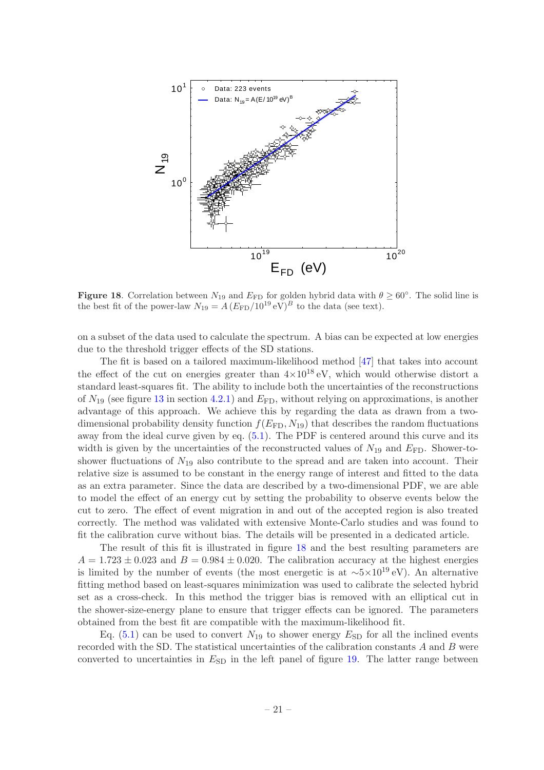**Figure 18**. Correlation between $N_{19}$ and $E_{\rm FD}$ for golden hybrid data with $\theta \geq 60^\circ$. The solid line is the best fit of the power-law $N_{19} = A\,(E_{\rm FD}/10^{19}\,\rm eV)^B$ to the data (see text).

on a subset of the data used to calculate the spectrum. A bias can be expected at low energies due to the threshold trigger effects of the SD stations.

The fit is based on a tailored maximum-likelihood method [47] that takes into account the effect of the cut on energies greater than $4{\times}10^{18}$ eV, which would otherwise distort a standard least-squares fit. The ability to include both the uncertainties of the reconstructions of $N_{19}$ (see figure 13 in section 4.2.1) and $E_{\rm FD}$, without relying on approximations, is another advantage of this approach. We achieve this by regarding the data as drawn from a two-dimensional probability density function $f(E_{\rm FD}, N_{19})$ that describes the random fluctuations away from the ideal curve given by eq. (5.1). The PDF is centered around this curve and its width is given by the uncertainties of the reconstructed values of $N_{19}$ and $E_{\rm FD}$. Shower-to-shower fluctuations of $N_{19}$ also contribute to the spread and are taken into account. Their relative size is assumed to be constant in the energy range of interest and fitted to the data as an extra parameter. Since the data are described by a two-dimensional PDF, we are able to model the effect of an energy cut by setting the probability to observe events below the cut to zero. The effect of event migration in and out of the accepted region is also treated correctly. The method was validated with extensive Monte-Carlo studies and was found to fit the calibration curve without bias. The details will be presented in a dedicated article.

The result of this fit is illustrated in figure 18 and the best resulting parameters are $A = 1.723 \pm 0.023$ and $B = 0.984 \pm 0.020$. The calibration accuracy at the highest energies is limited by the number of events (the most energetic is at $\sim\!5{\times}10^{19}$ eV). An alternative fitting method based on least-squares minimization was used to calibrate the selected hybrid set as a cross-check. In this method the trigger bias is removed with an elliptical cut in the shower-size-energy plane to ensure that trigger effects can be ignored. The parameters obtained from the best fit are compatible with the maximum-likelihood fit.

Eq. (5.1) can be used to convert $N_{19}$ to shower energy $E_{\rm SD}$ for all the inclined events recorded with the SD. The statistical uncertainties of the calibration constants $A$ and $B$ were converted to uncertainties in $E_{\rm SD}$ in the left panel of figure 19. The latter range between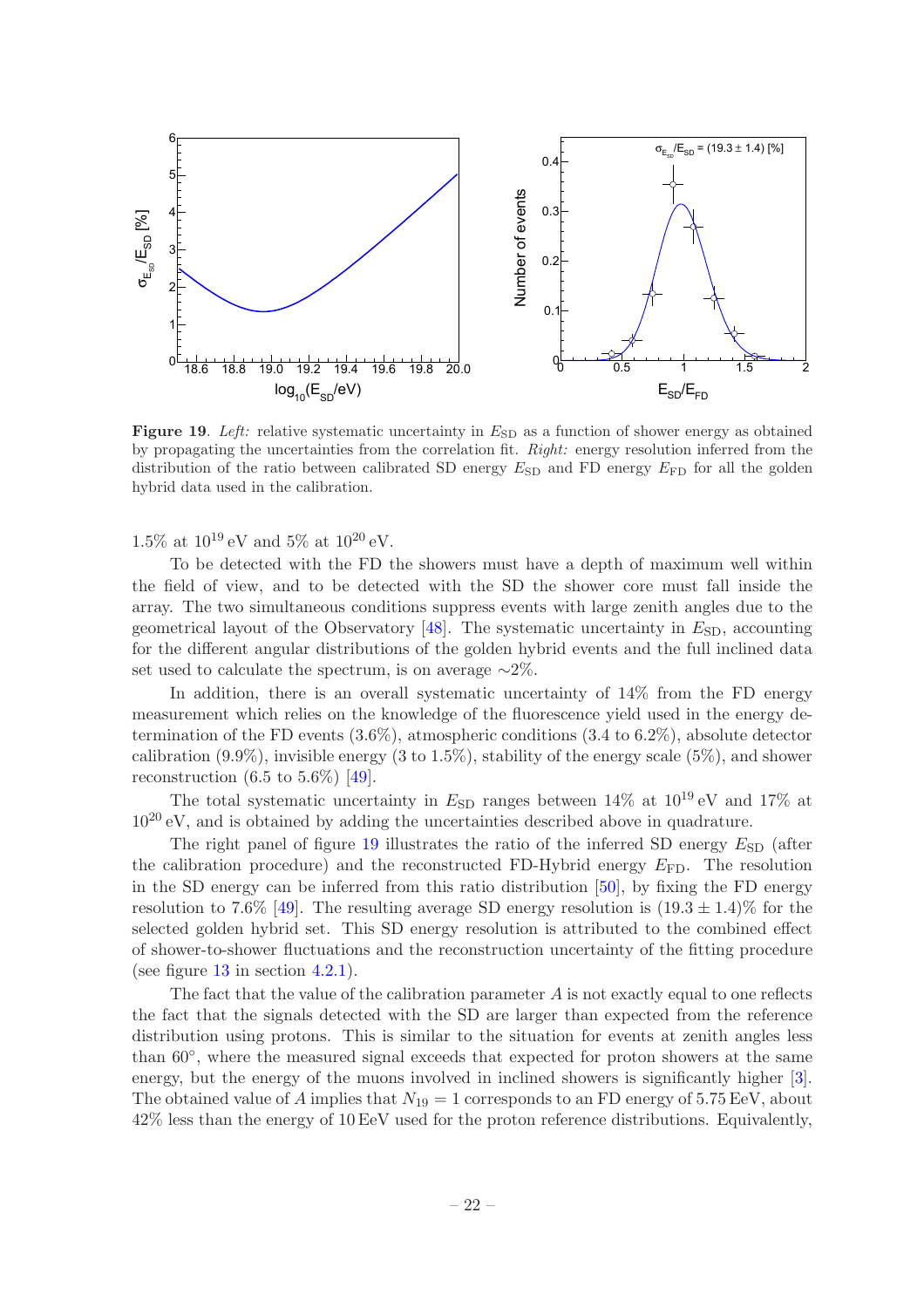**Figure 19**. *Left:* relative systematic uncertainty in $E_{\rm SD}$ as a function of shower energy as obtained by propagating the uncertainties from the correlation fit. *Right:* energy resolution inferred from the distribution of the ratio between calibrated SD energy $E_{\rm SD}$ and FD energy $E_{\rm FD}$ for all the golden hybrid data used in the calibration.

1.5% at $10^{19}$ eV and 5% at $10^{20}$ eV.

To be detected with the FD the showers must have a depth of maximum well within the field of view, and to be detected with the SD the shower core must fall inside the array. The two simultaneous conditions suppress events with large zenith angles due to the geometrical layout of the Observatory [48]. The systematic uncertainty in $E_{\rm SD}$, accounting for the different angular distributions of the golden hybrid events and the full inclined data set used to calculate the spectrum, is on average $\sim$2%.

In addition, there is an overall systematic uncertainty of 14% from the FD energy measurement which relies on the knowledge of the fluorescence yield used in the energy determination of the FD events (3.6%), atmospheric conditions (3.4 to 6.2%), absolute detector calibration (9.9%), invisible energy (3 to 1.5%), stability of the energy scale (5%), and shower reconstruction (6.5 to 5.6%) [49].

The total systematic uncertainty in $E_{\rm SD}$ ranges between 14% at $10^{19}$ eV and 17% at $10^{20}$ eV, and is obtained by adding the uncertainties described above in quadrature.

The right panel of figure 19 illustrates the ratio of the inferred SD energy $E_{\rm SD}$ (after the calibration procedure) and the reconstructed FD-Hybrid energy $E_{\rm FD}$. The resolution in the SD energy can be inferred from this ratio distribution [50], by fixing the FD energy resolution to 7.6% [49]. The resulting average SD energy resolution is $(19.3 \pm 1.4)$% for the selected golden hybrid set. This SD energy resolution is attributed to the combined effect of shower-to-shower fluctuations and the reconstruction uncertainty of the fitting procedure (see figure 13 in section 4.2.1).

The fact that the value of the calibration parameter $A$ is not exactly equal to one reflects the fact that the signals detected with the SD are larger than expected from the reference distribution using protons. This is similar to the situation for events at zenith angles less than 60°, where the measured signal exceeds that expected for proton showers at the same energy, but the energy of the muons involved in inclined showers is significantly higher [3]. The obtained value of $A$ implies that $N_{19} = 1$ corresponds to an FD energy of 5.75 EeV, about 42% less than the energy of 10 EeV used for the proton reference distributions. Equivalently,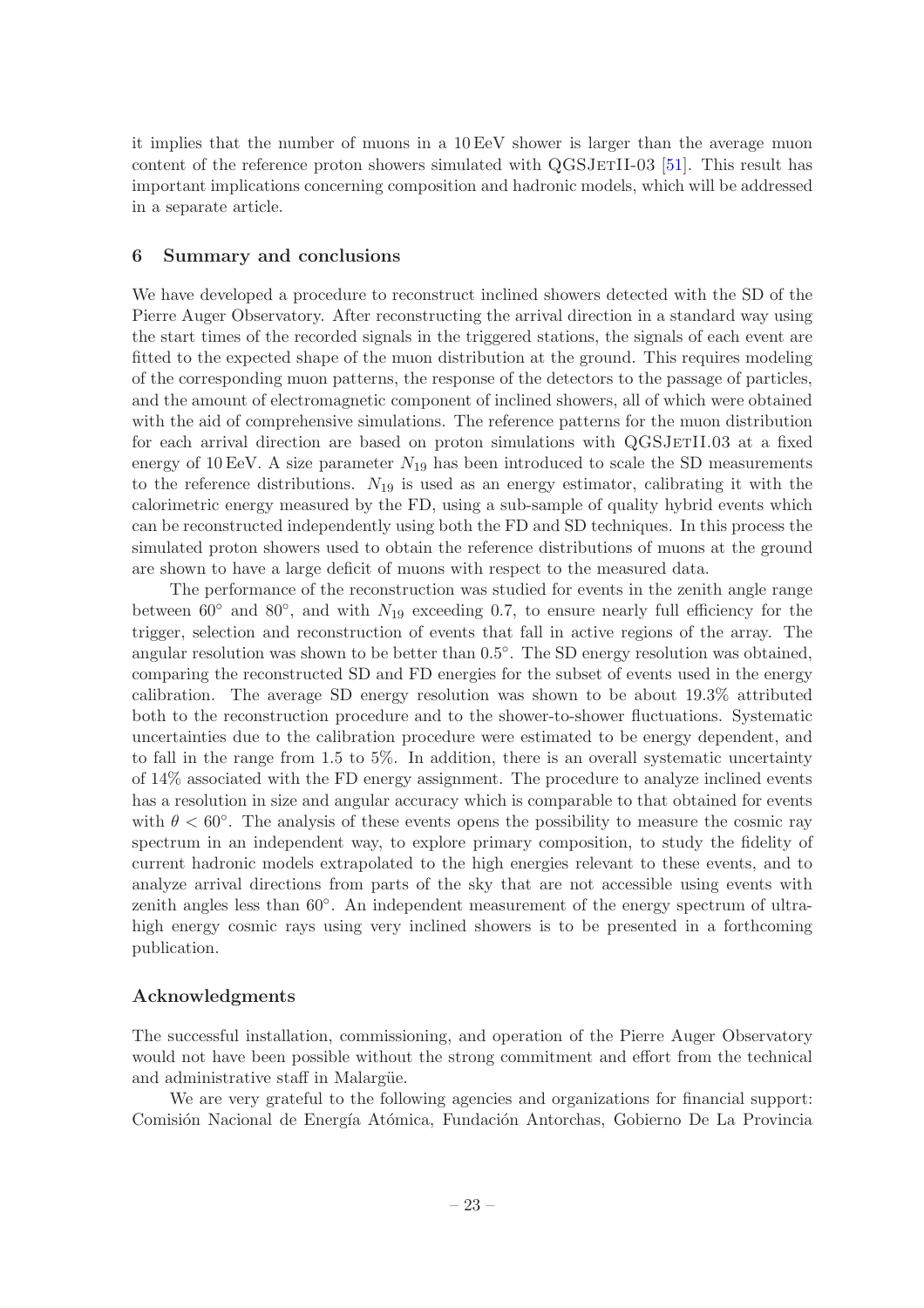it implies that the number of muons in a 10 EeV shower is larger than the average muon content of the reference proton showers simulated with QGSJetII-03 [51]. This result has important implications concerning composition and hadronic models, which will be addressed in a separate article.

## 6 Summary and conclusions

We have developed a procedure to reconstruct inclined showers detected with the SD of the Pierre Auger Observatory. After reconstructing the arrival direction in a standard way using the start times of the recorded signals in the triggered stations, the signals of each event are fitted to the expected shape of the muon distribution at the ground. This requires modeling of the corresponding muon patterns, the response of the detectors to the passage of particles, and the amount of electromagnetic component of inclined showers, all of which were obtained with the aid of comprehensive simulations. The reference patterns for the muon distribution for each arrival direction are based on proton simulations with QGSJetII.03 at a fixed energy of 10 EeV. A size parameter $N_{19}$ has been introduced to scale the SD measurements to the reference distributions. $N_{19}$ is used as an energy estimator, calibrating it with the calorimetric energy measured by the FD, using a sub-sample of quality hybrid events which can be reconstructed independently using both the FD and SD techniques. In this process the simulated proton showers used to obtain the reference distributions of muons at the ground are shown to have a large deficit of muons with respect to the measured data.

The performance of the reconstruction was studied for events in the zenith angle range between $60^\circ$ and $80^\circ$, and with $N_{19}$ exceeding 0.7, to ensure nearly full efficiency for the trigger, selection and reconstruction of events that fall in active regions of the array. The angular resolution was shown to be better than $0.5^\circ$. The SD energy resolution was obtained, comparing the reconstructed SD and FD energies for the subset of events used in the energy calibration. The average SD energy resolution was shown to be about 19.3% attributed both to the reconstruction procedure and to the shower-to-shower fluctuations. Systematic uncertainties due to the calibration procedure were estimated to be energy dependent, and to fall in the range from 1.5 to 5%. In addition, there is an overall systematic uncertainty of 14% associated with the FD energy assignment. The procedure to analyze inclined events has a resolution in size and angular accuracy which is comparable to that obtained for events with $\theta < 60^\circ$. The analysis of these events opens the possibility to measure the cosmic ray spectrum in an independent way, to explore primary composition, to study the fidelity of current hadronic models extrapolated to the high energies relevant to these events, and to analyze arrival directions from parts of the sky that are not accessible using events with zenith angles less than $60^\circ$. An independent measurement of the energy spectrum of ultra-high energy cosmic rays using very inclined showers is to be presented in a forthcoming publication.

## Acknowledgments

The successful installation, commissioning, and operation of the Pierre Auger Observatory would not have been possible without the strong commitment and effort from the technical and administrative staff in Malargüe.

We are very grateful to the following agencies and organizations for financial support: Comisión Nacional de Energía Atómica, Fundación Antorchas, Gobierno De La Provincia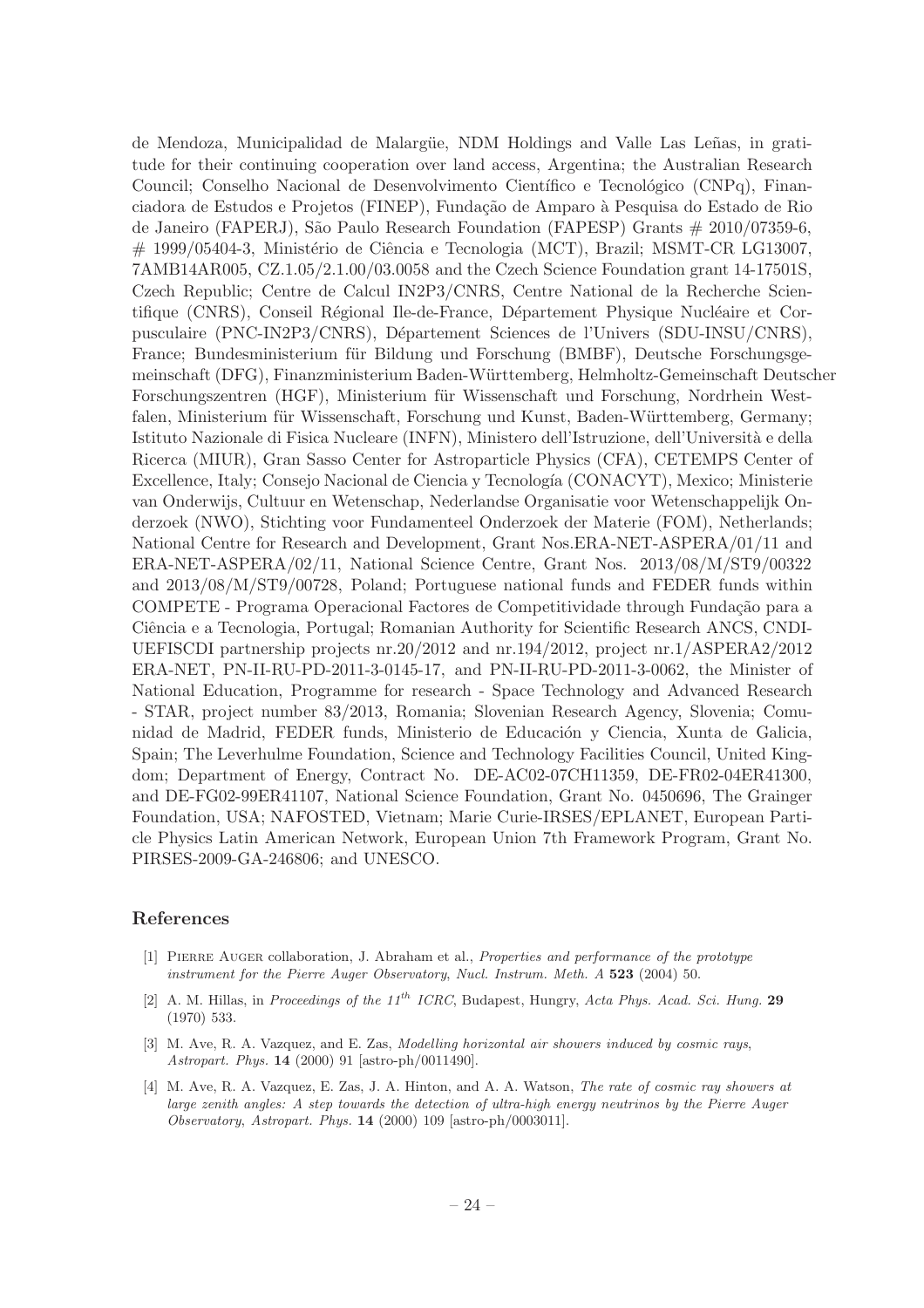de Mendoza, Municipalidad de Malargüe, NDM Holdings and Valle Las Leñas, in gratitude for their continuing cooperation over land access, Argentina; the Australian Research Council; Conselho Nacional de Desenvolvimento Científico e Tecnológico (CNPq), Financiadora de Estudos e Projetos (FINEP), Fundação de Amparo à Pesquisa do Estado de Rio de Janeiro (FAPERJ), São Paulo Research Foundation (FAPESP) Grants # 2010/07359-6, # 1999/05404-3, Ministério de Ciência e Tecnologia (MCT), Brazil; MSMT-CR LG13007, 7AMB14AR005, CZ.1.05/2.1.00/03.0058 and the Czech Science Foundation grant 14-17501S, Czech Republic; Centre de Calcul IN2P3/CNRS, Centre National de la Recherche Scientifique (CNRS), Conseil Régional Ile-de-France, Département Physique Nucléaire et Corpusculaire (PNC-IN2P3/CNRS), Département Sciences de l'Univers (SDU-INSU/CNRS), France; Bundesministerium für Bildung und Forschung (BMBF), Deutsche Forschungsgemeinschaft (DFG), Finanzministerium Baden-Württemberg, Helmholtz-Gemeinschaft Deutscher Forschungszentren (HGF), Ministerium für Wissenschaft und Forschung, Nordrhein Westfalen, Ministerium für Wissenschaft, Forschung und Kunst, Baden-Württemberg, Germany; Istituto Nazionale di Fisica Nucleare (INFN), Ministero dell'Istruzione, dell'Università e della Ricerca (MIUR), Gran Sasso Center for Astroparticle Physics (CFA), CETEMPS Center of Excellence, Italy; Consejo Nacional de Ciencia y Tecnología (CONACYT), Mexico; Ministerie van Onderwijs, Cultuur en Wetenschap, Nederlandse Organisatie voor Wetenschappelijk Onderzoek (NWO), Stichting voor Fundamenteel Onderzoek der Materie (FOM), Netherlands; National Centre for Research and Development, Grant Nos.ERA-NET-ASPERA/01/11 and ERA-NET-ASPERA/02/11, National Science Centre, Grant Nos. 2013/08/M/ST9/00322 and 2013/08/M/ST9/00728, Poland; Portuguese national funds and FEDER funds within COMPETE - Programa Operacional Factores de Competitividade through Fundação para a Ciência e a Tecnologia, Portugal; Romanian Authority for Scientific Research ANCS, CNDI-UEFISCDI partnership projects nr.20/2012 and nr.194/2012, project nr.1/ASPERA2/2012 ERA-NET, PN-II-RU-PD-2011-3-0145-17, and PN-II-RU-PD-2011-3-0062, the Minister of National Education, Programme for research - Space Technology and Advanced Research - STAR, project number 83/2013, Romania; Slovenian Research Agency, Slovenia; Comunidad de Madrid, FEDER funds, Ministerio de Educación y Ciencia, Xunta de Galicia, Spain; The Leverhulme Foundation, Science and Technology Facilities Council, United Kingdom; Department of Energy, Contract No. DE-AC02-07CH11359, DE-FR02-04ER41300, and DE-FG02-99ER41107, National Science Foundation, Grant No. 0450696, The Grainger Foundation, USA; NAFOSTED, Vietnam; Marie Curie-IRSES/EPLANET, European Particle Physics Latin American Network, European Union 7th Framework Program, Grant No. PIRSES-2009-GA-246806; and UNESCO.

## References

[1] Pierre Auger collaboration, J. Abraham et al., *Properties and performance of the prototype instrument for the Pierre Auger Observatory*, *Nucl. Instrum. Meth. A* **523** (2004) 50.

[2] A. M. Hillas, in *Proceedings of the 11$^{th}$ ICRC*, Budapest, Hungry, *Acta Phys. Acad. Sci. Hung.* **29** (1970) 533.

[3] M. Ave, R. A. Vazquez, and E. Zas, *Modelling horizontal air showers induced by cosmic rays*, *Astropart. Phys.* **14** (2000) 91 [astro-ph/0011490].

[4] M. Ave, R. A. Vazquez, E. Zas, J. A. Hinton, and A. A. Watson, *The rate of cosmic ray showers at large zenith angles: A step towards the detection of ultra-high energy neutrinos by the Pierre Auger Observatory*, *Astropart. Phys.* **14** (2000) 109 [astro-ph/0003011].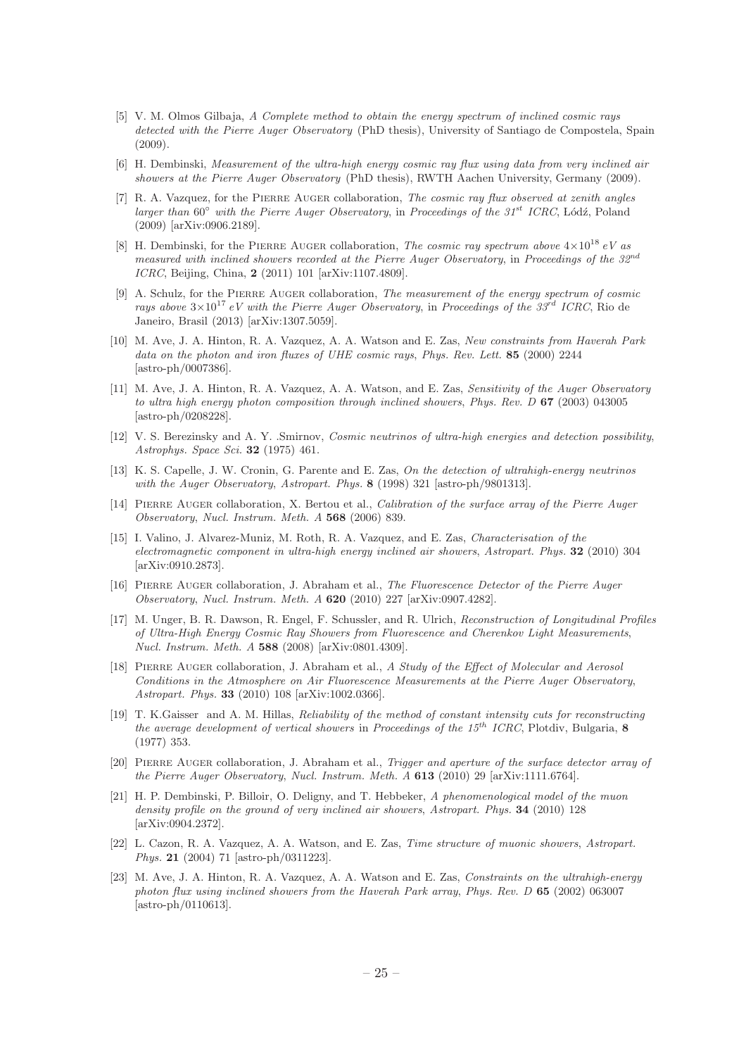- [5] V. M. Olmos Gilbaja, *A Complete method to obtain the energy spectrum of inclined cosmic rays detected with the Pierre Auger Observatory* (PhD thesis), University of Santiago de Compostela, Spain (2009).
- [6] H. Dembinski, *Measurement of the ultra-high energy cosmic ray flux using data from very inclined air showers at the Pierre Auger Observatory* (PhD thesis), RWTH Aachen University, Germany (2009).
- [7] R. A. Vazquez, for the Pierre Auger collaboration, *The cosmic ray flux observed at zenith angles larger than 60° with the Pierre Auger Observatory*, in *Proceedings of the 31st ICRC*, Lódź, Poland (2009) [arXiv:0906.2189].
- [8] H. Dembinski, for the Pierre Auger collaboration, *The cosmic ray spectrum above $4{\times}10^{18}$ eV as measured with inclined showers recorded at the Pierre Auger Observatory*, in *Proceedings of the 32nd ICRC*, Beijing, China, **2** (2011) 101 [arXiv:1107.4809].
- [9] A. Schulz, for the Pierre Auger collaboration, *The measurement of the energy spectrum of cosmic rays above $3{\times}10^{17}$ eV with the Pierre Auger Observatory*, in *Proceedings of the 33rd ICRC*, Rio de Janeiro, Brasil (2013) [arXiv:1307.5059].
- [10] M. Ave, J. A. Hinton, R. A. Vazquez, A. A. Watson and E. Zas, *New constraints from Haverah Park data on the photon and iron fluxes of UHE cosmic rays*, *Phys. Rev. Lett.* **85** (2000) 2244 [astro-ph/0007386].
- [11] M. Ave, J. A. Hinton, R. A. Vazquez, A. A. Watson, and E. Zas, *Sensitivity of the Auger Observatory to ultra high energy photon composition through inclined showers*, *Phys. Rev. D* **67** (2003) 043005 [astro-ph/0208228].
- [12] V. S. Berezinsky and A. Y. .Smirnov, *Cosmic neutrinos of ultra-high energies and detection possibility*, *Astrophys. Space Sci.* **32** (1975) 461.
- [13] K. S. Capelle, J. W. Cronin, G. Parente and E. Zas, *On the detection of ultrahigh-energy neutrinos with the Auger Observatory*, *Astropart. Phys.* **8** (1998) 321 [astro-ph/9801313].
- [14] Pierre Auger collaboration, X. Bertou et al., *Calibration of the surface array of the Pierre Auger Observatory*, *Nucl. Instrum. Meth. A* **568** (2006) 839.
- [15] I. Valino, J. Alvarez-Muniz, M. Roth, R. A. Vazquez, and E. Zas, *Characterisation of the electromagnetic component in ultra-high energy inclined air showers*, *Astropart. Phys.* **32** (2010) 304 [arXiv:0910.2873].
- [16] Pierre Auger collaboration, J. Abraham et al., *The Fluorescence Detector of the Pierre Auger Observatory*, *Nucl. Instrum. Meth. A* **620** (2010) 227 [arXiv:0907.4282].
- [17] M. Unger, B. R. Dawson, R. Engel, F. Schussler, and R. Ulrich, *Reconstruction of Longitudinal Profiles of Ultra-High Energy Cosmic Ray Showers from Fluorescence and Cherenkov Light Measurements*, *Nucl. Instrum. Meth. A* **588** (2008) [arXiv:0801.4309].
- [18] Pierre Auger collaboration, J. Abraham et al., *A Study of the Effect of Molecular and Aerosol Conditions in the Atmosphere on Air Fluorescence Measurements at the Pierre Auger Observatory*, *Astropart. Phys.* **33** (2010) 108 [arXiv:1002.0366].
- [19] T. K.Gaisser and A. M. Hillas, *Reliability of the method of constant intensity cuts for reconstructing the average development of vertical showers* in *Proceedings of the 15th ICRC*, Plotdiv, Bulgaria, **8** (1977) 353.
- [20] Pierre Auger collaboration, J. Abraham et al., *Trigger and aperture of the surface detector array of the Pierre Auger Observatory*, *Nucl. Instrum. Meth. A* **613** (2010) 29 [arXiv:1111.6764].
- [21] H. P. Dembinski, P. Billoir, O. Deligny, and T. Hebbeker, *A phenomenological model of the muon density profile on the ground of very inclined air showers*, *Astropart. Phys.* **34** (2010) 128 [arXiv:0904.2372].
- [22] L. Cazon, R. A. Vazquez, A. A. Watson, and E. Zas, *Time structure of muonic showers*, *Astropart. Phys.* **21** (2004) 71 [astro-ph/0311223].
- [23] M. Ave, J. A. Hinton, R. A. Vazquez, A. A. Watson and E. Zas, *Constraints on the ultrahigh-energy photon flux using inclined showers from the Haverah Park array*, *Phys. Rev. D* **65** (2002) 063007 [astro-ph/0110613].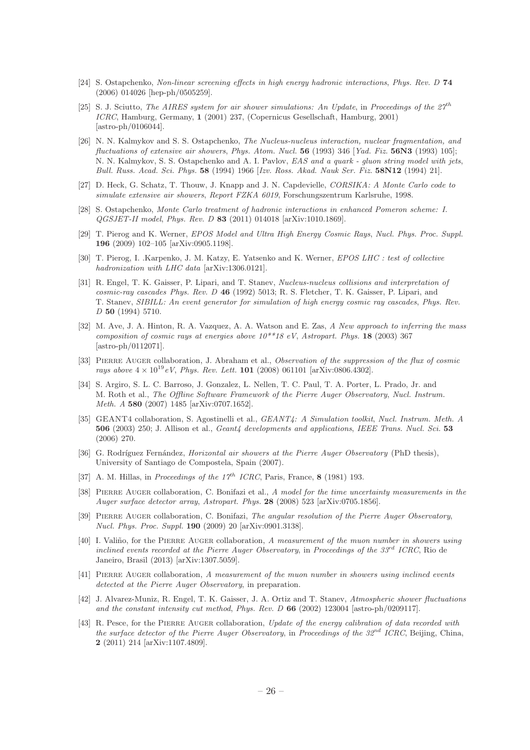[24] S. Ostapchenko, *Non-linear screening effects in high energy hadronic interactions*, *Phys. Rev. D* **74** (2006) 014026 [hep-ph/0505259].

[25] S. J. Sciutto, *The AIRES system for air shower simulations: An Update*, in *Proceedings of the 27$^{th}$ ICRC*, Hamburg, Germany, **1** (2001) 237, (Copernicus Gesellschaft, Hamburg, 2001) [astro-ph/0106044].

[26] N. N. Kalmykov and S. S. Ostapchenko, *The Nucleus-nucleus interaction, nuclear fragmentation, and fluctuations of extensive air showers*, *Phys. Atom. Nucl.* **56** (1993) 346 [*Yad. Fiz.* **56N3** (1993) 105]; N. N. Kalmykov, S. S. Ostapchenko and A. I. Pavlov, *EAS and a quark - gluon string model with jets*, *Bull. Russ. Acad. Sci. Phys.* **58** (1994) 1966 [*Izv. Ross. Akad. Nauk Ser. Fiz.* **58N12** (1994) 21].

[27] D. Heck, G. Schatz, T. Thouw, J. Knapp and J. N. Capdevielle, *CORSIKA: A Monte Carlo code to simulate extensive air showers*, *Report FZKA 6019*, Forschungszentrum Karlsruhe, 1998.

[28] S. Ostapchenko, *Monte Carlo treatment of hadronic interactions in enhanced Pomeron scheme: I. QGSJET-II model*, *Phys. Rev. D* **83** (2011) 014018 [arXiv:1010.1869].

[29] T. Pierog and K. Werner, *EPOS Model and Ultra High Energy Cosmic Rays*, *Nucl. Phys. Proc. Suppl.* **196** (2009) 102–105 [arXiv:0905.1198].

[30] T. Pierog, I. .Karpenko, J. M. Katzy, E. Yatsenko and K. Werner, *EPOS LHC : test of collective hadronization with LHC data* [arXiv:1306.0121].

[31] R. Engel, T. K. Gaisser, P. Lipari, and T. Stanev, *Nucleus-nucleus collisions and interpretation of cosmic-ray cascades Phys. Rev. D* **46** (1992) 5013; R. S. Fletcher, T. K. Gaisser, P. Lipari, and T. Stanev, *SIBILL: An event generator for simulation of high energy cosmic ray cascades*, *Phys. Rev. D* **50** (1994) 5710.

[32] M. Ave, J. A. Hinton, R. A. Vazquez, A. A. Watson and E. Zas, *A New approach to inferring the mass composition of cosmic rays at energies above 10**18 eV*, *Astropart. Phys.* **18** (2003) 367 [astro-ph/0112071].

[33] Pierre Auger collaboration, J. Abraham et al., *Observation of the suppression of the flux of cosmic rays above $4 \times 10^{19}\,eV$*, *Phys. Rev. Lett.* **101** (2008) 061101 [arXiv:0806.4302].

[34] S. Argiro, S. L. C. Barroso, J. Gonzalez, L. Nellen, T. C. Paul, T. A. Porter, L. Prado, Jr. and M. Roth et al., *The Offline Software Framework of the Pierre Auger Observatory*, *Nucl. Instrum. Meth. A* **580** (2007) 1485 [arXiv:0707.1652].

[35] GEANT4 collaboration, S. Agostinelli et al., *GEANT4: A Simulation toolkit*, *Nucl. Instrum. Meth. A* **506** (2003) 250; J. Allison et al., *Geant4 developments and applications*, *IEEE Trans. Nucl. Sci.* **53** (2006) 270.

[36] G. Rodríguez Fernández, *Horizontal air showers at the Pierre Auger Observatory* (PhD thesis), University of Santiago de Compostela, Spain (2007).

[37] A. M. Hillas, in *Proceedings of the 17$^{th}$ ICRC*, Paris, France, **8** (1981) 193.

[38] Pierre Auger collaboration, C. Bonifazi et al., *A model for the time uncertainty measurements in the Auger surface detector array*, *Astropart. Phys.* **28** (2008) 523 [arXiv:0705.1856].

[39] Pierre Auger collaboration, C. Bonifazi, *The angular resolution of the Pierre Auger Observatory*, *Nucl. Phys. Proc. Suppl.* **190** (2009) 20 [arXiv:0901.3138].

[40] I. Valiño, for the Pierre Auger collaboration, *A measurement of the muon number in showers using inclined events recorded at the Pierre Auger Observatory*, in *Proceedings of the 33$^{rd}$ ICRC*, Rio de Janeiro, Brasil (2013) [arXiv:1307.5059].

[41] Pierre Auger collaboration, *A measurement of the muon number in showers using inclined events detected at the Pierre Auger Observatory*, in preparation.

[42] J. Alvarez-Muniz, R. Engel, T. K. Gaisser, J. A. Ortiz and T. Stanev, *Atmospheric shower fluctuations and the constant intensity cut method*, *Phys. Rev. D* **66** (2002) 123004 [astro-ph/0209117].

[43] R. Pesce, for the Pierre Auger collaboration, *Update of the energy calibration of data recorded with the surface detector of the Pierre Auger Observatory*, in *Proceedings of the 32$^{nd}$ ICRC*, Beijing, China, **2** (2011) 214 [arXiv:1107.4809].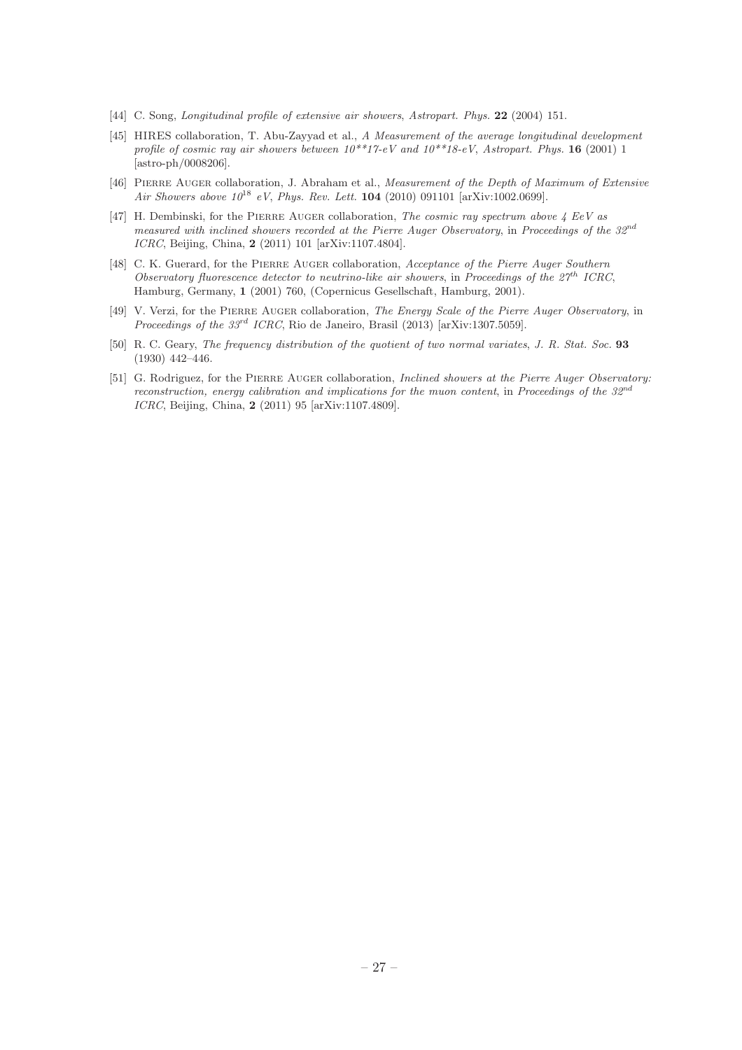[44] C. Song, *Longitudinal profile of extensive air showers*, *Astropart. Phys.* **22** (2004) 151.

[45] HIRES collaboration, T. Abu-Zayyad et al., *A Measurement of the average longitudinal development profile of cosmic ray air showers between 10**17-eV and 10**18-eV*, *Astropart. Phys.* **16** (2001) 1 [astro-ph/0008206].

[46] Pierre Auger collaboration, J. Abraham et al., *Measurement of the Depth of Maximum of Extensive Air Showers above $10^{18}$ eV*, *Phys. Rev. Lett.* **104** (2010) 091101 [arXiv:1002.0699].

[47] H. Dembinski, for the Pierre Auger collaboration, *The cosmic ray spectrum above 4 EeV as measured with inclined showers recorded at the Pierre Auger Observatory*, in *Proceedings of the $32^{nd}$ ICRC*, Beijing, China, **2** (2011) 101 [arXiv:1107.4804].

[48] C. K. Guerard, for the Pierre Auger collaboration, *Acceptance of the Pierre Auger Southern Observatory fluorescence detector to neutrino-like air showers*, in *Proceedings of the $27^{th}$ ICRC*, Hamburg, Germany, **1** (2001) 760, (Copernicus Gesellschaft, Hamburg, 2001).

[49] V. Verzi, for the Pierre Auger collaboration, *The Energy Scale of the Pierre Auger Observatory*, in *Proceedings of the $33^{rd}$ ICRC*, Rio de Janeiro, Brasil (2013) [arXiv:1307.5059].

[50] R. C. Geary, *The frequency distribution of the quotient of two normal variates*, *J. R. Stat. Soc.* **93** (1930) 442–446.

[51] G. Rodriguez, for the Pierre Auger collaboration, *Inclined showers at the Pierre Auger Observatory: reconstruction, energy calibration and implications for the muon content*, in *Proceedings of the $32^{nd}$ ICRC*, Beijing, China, **2** (2011) 95 [arXiv:1107.4809].